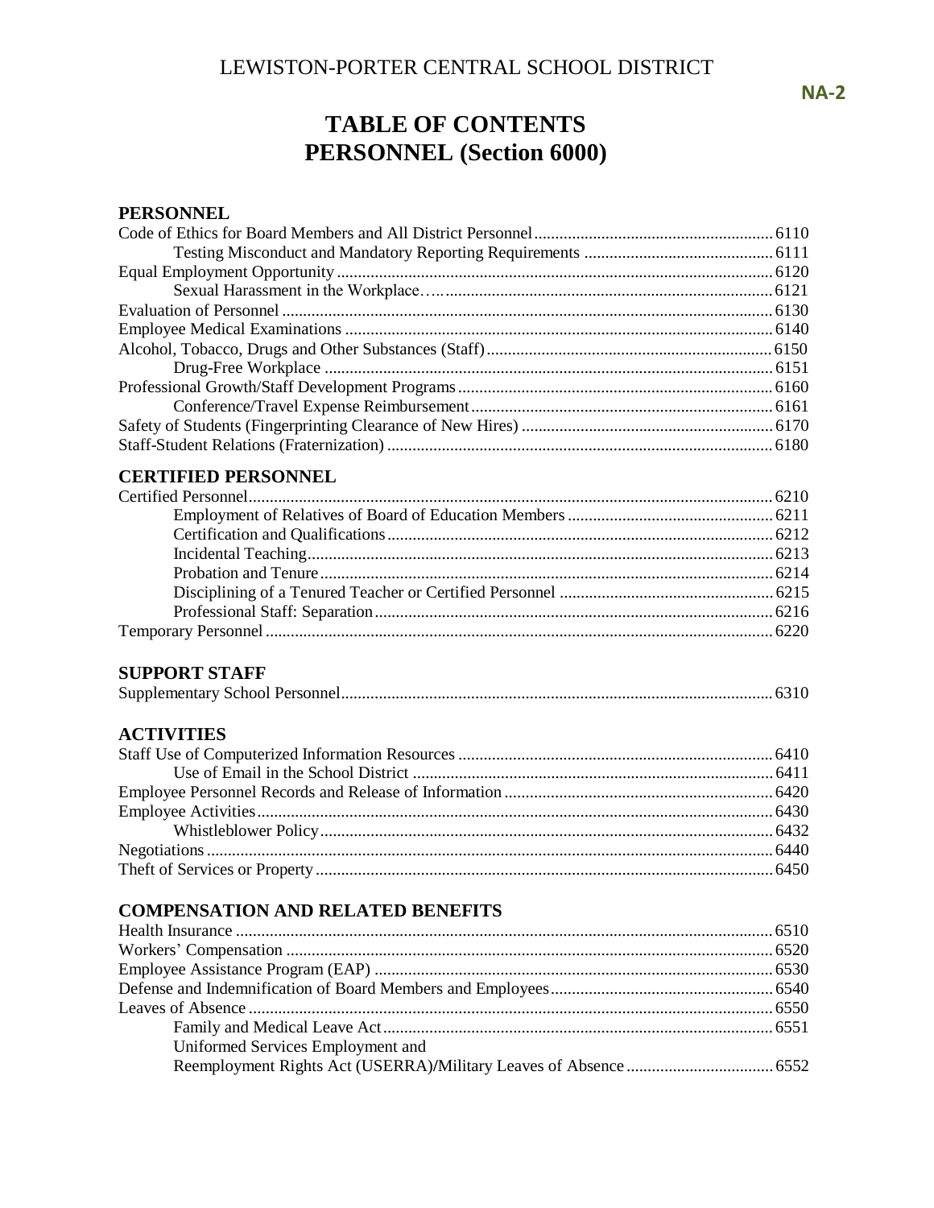LEWISTON-PORTER CENTRAL SCHOOL DISTRICT

NA-2

# TABLE OF CONTENTS
# PERSONNEL (Section 6000)

## PERSONNEL

Code of Ethics for Board Members and All District Personnel ........ 6110
  Testing Misconduct and Mandatory Reporting Requirements ........ 6111
Equal Employment Opportunity ........ 6120
  Sexual Harassment in the Workplace ........ 6121
Evaluation of Personnel ........ 6130
Employee Medical Examinations ........ 6140
Alcohol, Tobacco, Drugs and Other Substances (Staff) ........ 6150
  Drug-Free Workplace ........ 6151
Professional Growth/Staff Development Programs ........ 6160
  Conference/Travel Expense Reimbursement ........ 6161
Safety of Students (Fingerprinting Clearance of New Hires) ........ 6170
Staff-Student Relations (Fraternization) ........ 6180

## CERTIFIED PERSONNEL

Certified Personnel ........ 6210
  Employment of Relatives of Board of Education Members ........ 6211
  Certification and Qualifications ........ 6212
  Incidental Teaching ........ 6213
  Probation and Tenure ........ 6214
  Disciplining of a Tenured Teacher or Certified Personnel ........ 6215
  Professional Staff: Separation ........ 6216
Temporary Personnel ........ 6220

## SUPPORT STAFF

Supplementary School Personnel ........ 6310

## ACTIVITIES

Staff Use of Computerized Information Resources ........ 6410
  Use of Email in the School District ........ 6411
Employee Personnel Records and Release of Information ........ 6420
Employee Activities ........ 6430
  Whistleblower Policy ........ 6432
Negotiations ........ 6440
Theft of Services or Property ........ 6450

## COMPENSATION AND RELATED BENEFITS

Health Insurance ........ 6510
Workers' Compensation ........ 6520
Employee Assistance Program (EAP) ........ 6530
Defense and Indemnification of Board Members and Employees ........ 6540
Leaves of Absence ........ 6550
  Family and Medical Leave Act ........ 6551
  Uniformed Services Employment and Reemployment Rights Act (USERRA)/Military Leaves of Absence ........ 6552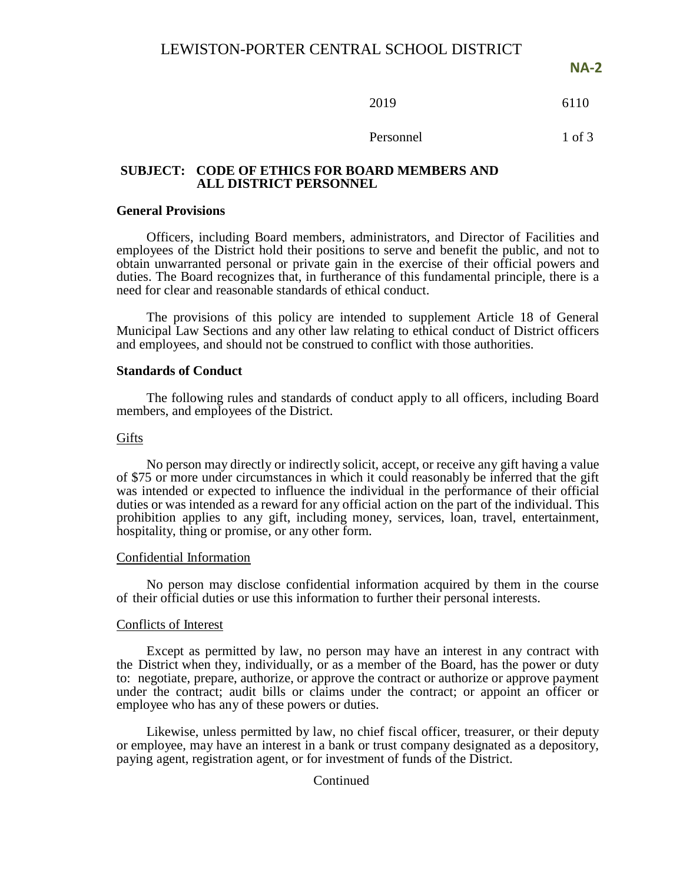# LEWISTON-PORTER CENTRAL SCHOOL DISTRICT

**NA-2**

2019 6110

Personnel

## SUBJECT: CODE OF ETHICS FOR BOARD MEMBERS AND ALL DISTRICT PERSONNEL

### General Provisions

Officers, including Board members, administrators, and Director of Facilities and employees of the District hold their positions to serve and benefit the public, and not to obtain unwarranted personal or private gain in the exercise of their official powers and duties. The Board recognizes that, in furtherance of this fundamental principle, there is a need for clear and reasonable standards of ethical conduct.

The provisions of this policy are intended to supplement Article 18 of General Municipal Law Sections and any other law relating to ethical conduct of District officers and employees, and should not be construed to conflict with those authorities.

### Standards of Conduct

The following rules and standards of conduct apply to all officers, including Board members, and employees of the District.

#### Gifts

No person may directly or indirectly solicit, accept, or receive any gift having a value of $75 or more under circumstances in which it could reasonably be inferred that the gift was intended or expected to influence the individual in the performance of their official duties or was intended as a reward for any official action on the part of the individual. This prohibition applies to any gift, including money, services, loan, travel, entertainment, hospitality, thing or promise, or any other form.

#### Confidential Information

No person may disclose confidential information acquired by them in the course of their official duties or use this information to further their personal interests.

#### Conflicts of Interest

Except as permitted by law, no person may have an interest in any contract with the District when they, individually, or as a member of the Board, has the power or duty to: negotiate, prepare, authorize, or approve the contract or authorize or approve payment under the contract; audit bills or claims under the contract; or appoint an officer or employee who has any of these powers or duties.

Likewise, unless permitted by law, no chief fiscal officer, treasurer, or their deputy or employee, may have an interest in a bank or trust company designated as a depository, paying agent, registration agent, or for investment of funds of the District.

Continued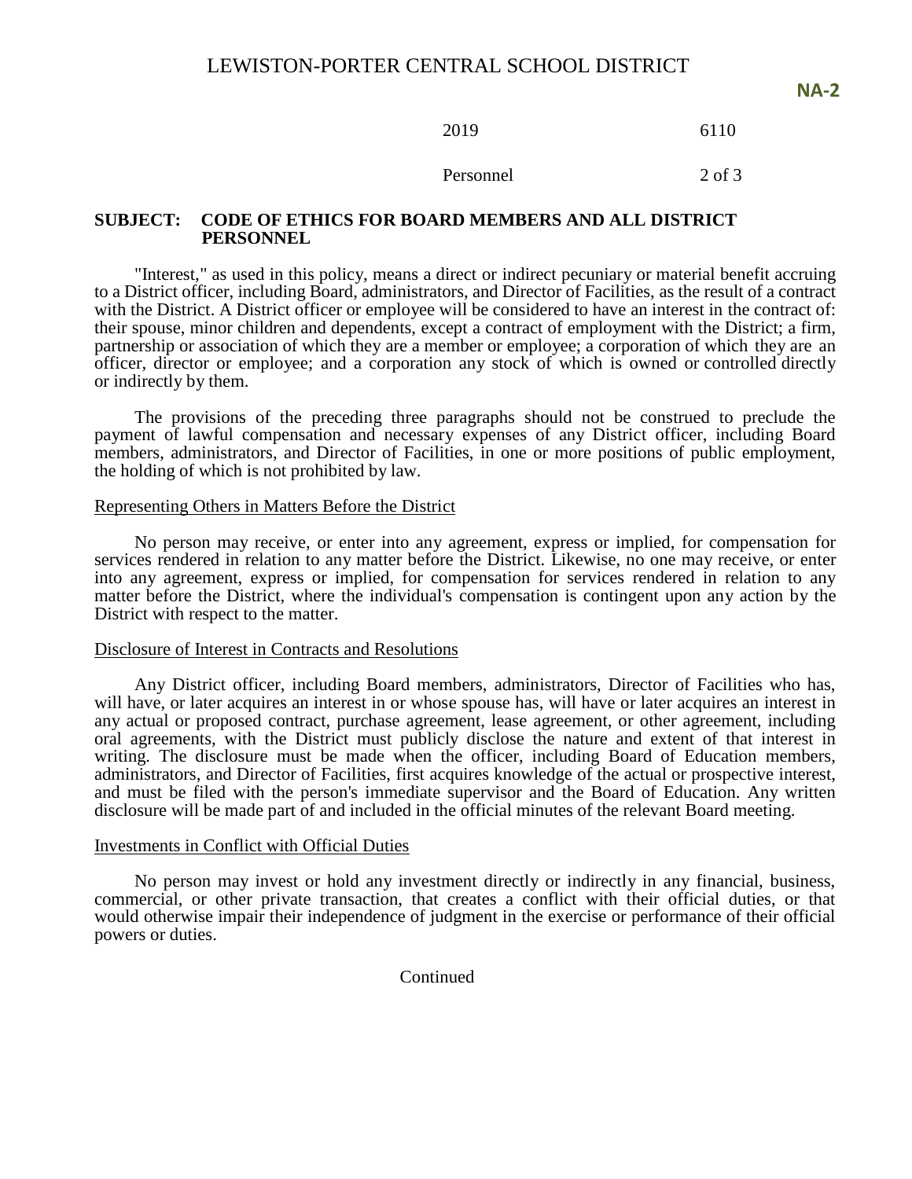**SUBJECT: CODE OF ETHICS FOR BOARD MEMBERS AND ALL DISTRICT PERSONNEL**

"Interest," as used in this policy, means a direct or indirect pecuniary or material benefit accruing to a District officer, including Board, administrators, and Director of Facilities, as the result of a contract with the District. A District officer or employee will be considered to have an interest in the contract of: their spouse, minor children and dependents, except a contract of employment with the District; a firm, partnership or association of which they are a member or employee; a corporation of which they are an officer, director or employee; and a corporation any stock of which is owned or controlled directly or indirectly by them.

The provisions of the preceding three paragraphs should not be construed to preclude the payment of lawful compensation and necessary expenses of any District officer, including Board members, administrators, and Director of Facilities, in one or more positions of public employment, the holding of which is not prohibited by law.

## Representing Others in Matters Before the District

No person may receive, or enter into any agreement, express or implied, for compensation for services rendered in relation to any matter before the District. Likewise, no one may receive, or enter into any agreement, express or implied, for compensation for services rendered in relation to any matter before the District, where the individual's compensation is contingent upon any action by the District with respect to the matter.

## Disclosure of Interest in Contracts and Resolutions

Any District officer, including Board members, administrators, Director of Facilities who has, will have, or later acquires an interest in or whose spouse has, will have or later acquires an interest in any actual or proposed contract, purchase agreement, lease agreement, or other agreement, including oral agreements, with the District must publicly disclose the nature and extent of that interest in writing. The disclosure must be made when the officer, including Board of Education members, administrators, and Director of Facilities, first acquires knowledge of the actual or prospective interest, and must be filed with the person's immediate supervisor and the Board of Education. Any written disclosure will be made part of and included in the official minutes of the relevant Board meeting.

## Investments in Conflict with Official Duties

No person may invest or hold any investment directly or indirectly in any financial, business, commercial, or other private transaction, that creates a conflict with their official duties, or that would otherwise impair their independence of judgment in the exercise or performance of their official powers or duties.

Continued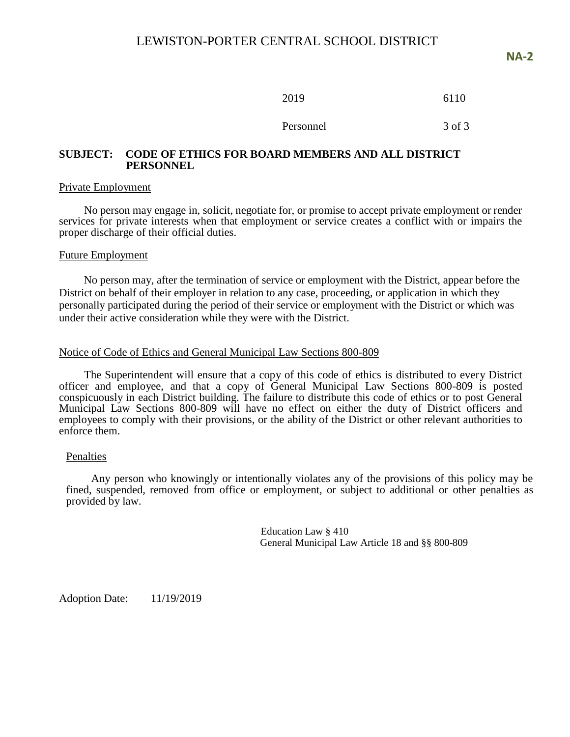**SUBJECT: CODE OF ETHICS FOR BOARD MEMBERS AND ALL DISTRICT PERSONNEL**

Private Employment

No person may engage in, solicit, negotiate for, or promise to accept private employment or render services for private interests when that employment or service creates a conflict with or impairs the proper discharge of their official duties.

Future Employment

No person may, after the termination of service or employment with the District, appear before the District on behalf of their employer in relation to any case, proceeding, or application in which they personally participated during the period of their service or employment with the District or which was under their active consideration while they were with the District.

Notice of Code of Ethics and General Municipal Law Sections 800-809

The Superintendent will ensure that a copy of this code of ethics is distributed to every District officer and employee, and that a copy of General Municipal Law Sections 800-809 is posted conspicuously in each District building. The failure to distribute this code of ethics or to post General Municipal Law Sections 800-809 will have no effect on either the duty of District officers and employees to comply with their provisions, or the ability of the District or other relevant authorities to enforce them.

Penalties

Any person who knowingly or intentionally violates any of the provisions of this policy may be fined, suspended, removed from office or employment, or subject to additional or other penalties as provided by law.

Education Law § 410
General Municipal Law Article 18 and §§ 800-809

Adoption Date: 11/19/2019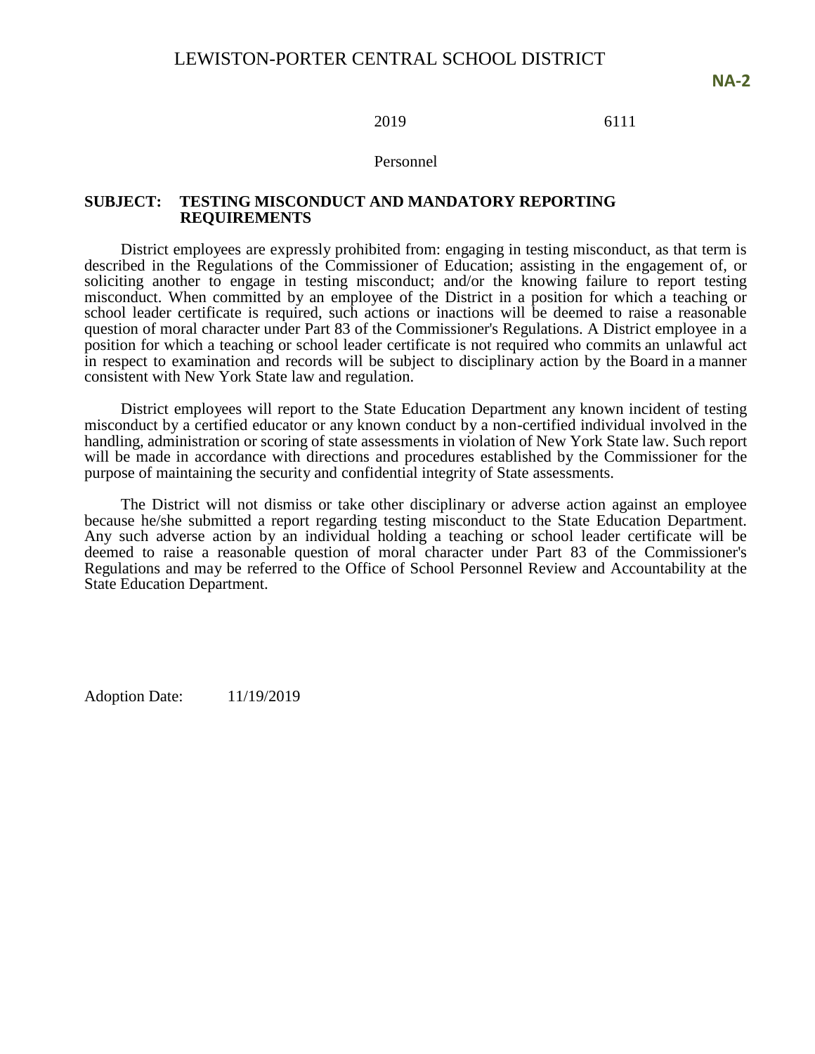LEWISTON-PORTER CENTRAL SCHOOL DISTRICT

**NA-2**

2019 6111

Personnel

**SUBJECT: TESTING MISCONDUCT AND MANDATORY REPORTING REQUIREMENTS**

District employees are expressly prohibited from: engaging in testing misconduct, as that term is described in the Regulations of the Commissioner of Education; assisting in the engagement of, or soliciting another to engage in testing misconduct; and/or the knowing failure to report testing misconduct. When committed by an employee of the District in a position for which a teaching or school leader certificate is required, such actions or inactions will be deemed to raise a reasonable question of moral character under Part 83 of the Commissioner's Regulations. A District employee in a position for which a teaching or school leader certificate is not required who commits an unlawful act in respect to examination and records will be subject to disciplinary action by the Board in a manner consistent with New York State law and regulation.

District employees will report to the State Education Department any known incident of testing misconduct by a certified educator or any known conduct by a non-certified individual involved in the handling, administration or scoring of state assessments in violation of New York State law. Such report will be made in accordance with directions and procedures established by the Commissioner for the purpose of maintaining the security and confidential integrity of State assessments.

The District will not dismiss or take other disciplinary or adverse action against an employee because he/she submitted a report regarding testing misconduct to the State Education Department. Any such adverse action by an individual holding a teaching or school leader certificate will be deemed to raise a reasonable question of moral character under Part 83 of the Commissioner's Regulations and may be referred to the Office of School Personnel Review and Accountability at the State Education Department.

Adoption Date: 11/19/2019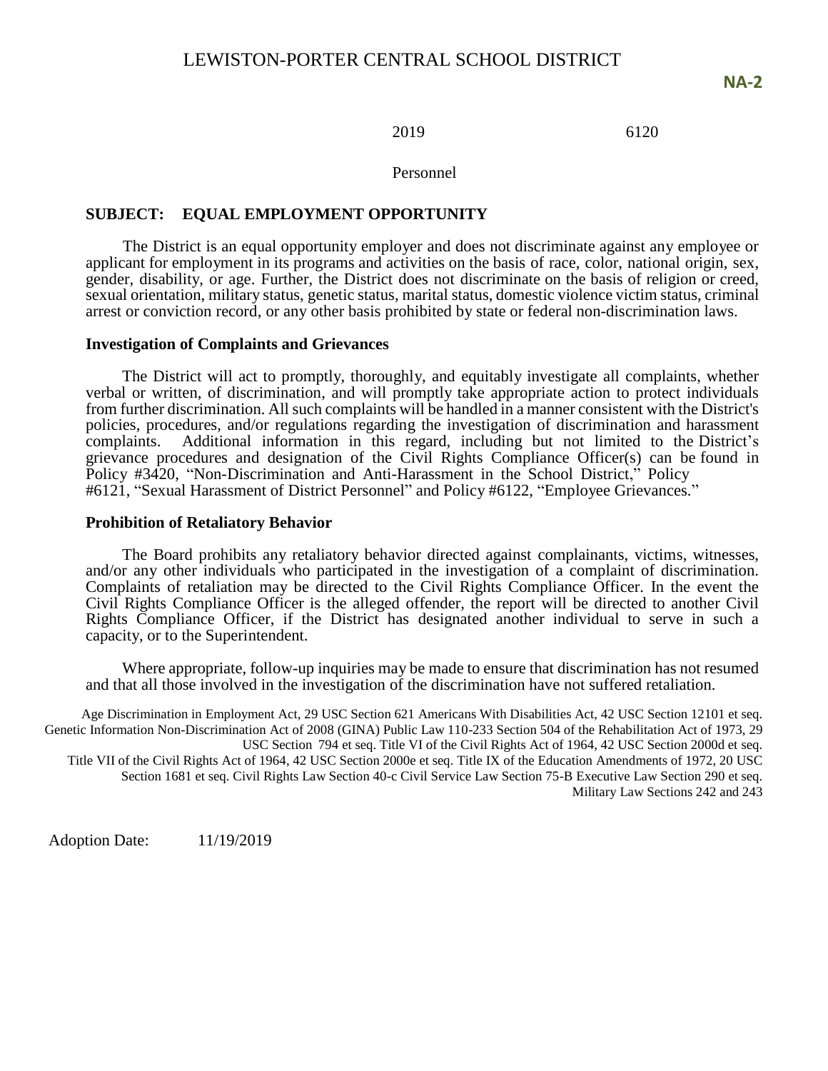# LEWISTON-PORTER CENTRAL SCHOOL DISTRICT

**NA-2**

2019 6120

Personnel

## SUBJECT: EQUAL EMPLOYMENT OPPORTUNITY

The District is an equal opportunity employer and does not discriminate against any employee or applicant for employment in its programs and activities on the basis of race, color, national origin, sex, gender, disability, or age. Further, the District does not discriminate on the basis of religion or creed, sexual orientation, military status, genetic status, marital status, domestic violence victim status, criminal arrest or conviction record, or any other basis prohibited by state or federal non-discrimination laws.

### Investigation of Complaints and Grievances

The District will act to promptly, thoroughly, and equitably investigate all complaints, whether verbal or written, of discrimination, and will promptly take appropriate action to protect individuals from further discrimination. All such complaints will be handled in a manner consistent with the District's policies, procedures, and/or regulations regarding the investigation of discrimination and harassment complaints. Additional information in this regard, including but not limited to the District's grievance procedures and designation of the Civil Rights Compliance Officer(s) can be found in Policy #3420, "Non-Discrimination and Anti-Harassment in the School District," Policy #6121, "Sexual Harassment of District Personnel" and Policy #6122, "Employee Grievances."

### Prohibition of Retaliatory Behavior

The Board prohibits any retaliatory behavior directed against complainants, victims, witnesses, and/or any other individuals who participated in the investigation of a complaint of discrimination. Complaints of retaliation may be directed to the Civil Rights Compliance Officer. In the event the Civil Rights Compliance Officer is the alleged offender, the report will be directed to another Civil Rights Compliance Officer, if the District has designated another individual to serve in such a capacity, or to the Superintendent.

Where appropriate, follow-up inquiries may be made to ensure that discrimination has not resumed and that all those involved in the investigation of the discrimination have not suffered retaliation.

Age Discrimination in Employment Act, 29 USC Section 621 Americans With Disabilities Act, 42 USC Section 12101 et seq. Genetic Information Non-Discrimination Act of 2008 (GINA) Public Law 110-233 Section 504 of the Rehabilitation Act of 1973, 29 USC Section 794 et seq. Title VI of the Civil Rights Act of 1964, 42 USC Section 2000d et seq. Title VII of the Civil Rights Act of 1964, 42 USC Section 2000e et seq. Title IX of the Education Amendments of 1972, 20 USC Section 1681 et seq. Civil Rights Law Section 40-c Civil Service Law Section 75-B Executive Law Section 290 et seq. Military Law Sections 242 and 243

Adoption Date: 11/19/2019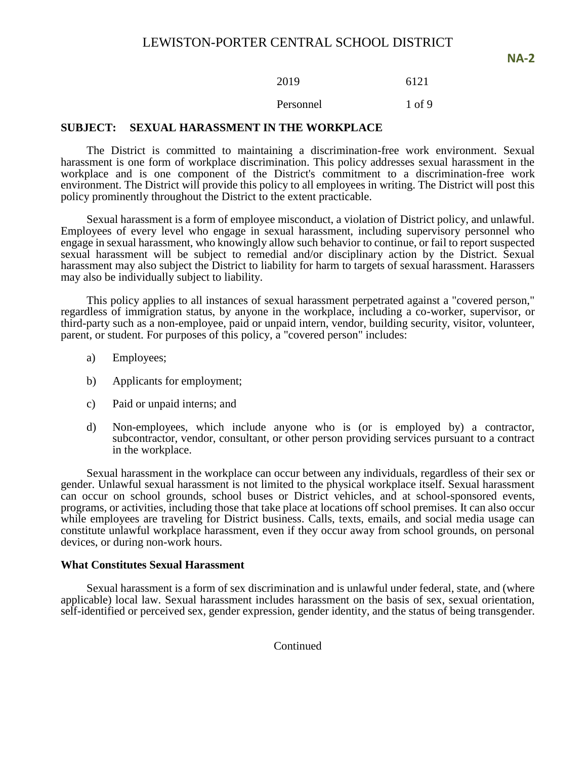# LEWISTON-PORTER CENTRAL SCHOOL DISTRICT

**NA-2**

2019 6121

Personnel

**SUBJECT: SEXUAL HARASSMENT IN THE WORKPLACE**

The District is committed to maintaining a discrimination-free work environment. Sexual harassment is one form of workplace discrimination. This policy addresses sexual harassment in the workplace and is one component of the District's commitment to a discrimination-free work environment. The District will provide this policy to all employees in writing. The District will post this policy prominently throughout the District to the extent practicable.

Sexual harassment is a form of employee misconduct, a violation of District policy, and unlawful. Employees of every level who engage in sexual harassment, including supervisory personnel who engage in sexual harassment, who knowingly allow such behavior to continue, or fail to report suspected sexual harassment will be subject to remedial and/or disciplinary action by the District. Sexual harassment may also subject the District to liability for harm to targets of sexual harassment. Harassers may also be individually subject to liability.

This policy applies to all instances of sexual harassment perpetrated against a "covered person," regardless of immigration status, by anyone in the workplace, including a co-worker, supervisor, or third-party such as a non-employee, paid or unpaid intern, vendor, building security, visitor, volunteer, parent, or student. For purposes of this policy, a "covered person" includes:

a) Employees;

b) Applicants for employment;

c) Paid or unpaid interns; and

d) Non-employees, which include anyone who is (or is employed by) a contractor, subcontractor, vendor, consultant, or other person providing services pursuant to a contract in the workplace.

Sexual harassment in the workplace can occur between any individuals, regardless of their sex or gender. Unlawful sexual harassment is not limited to the physical workplace itself. Sexual harassment can occur on school grounds, school buses or District vehicles, and at school-sponsored events, programs, or activities, including those that take place at locations off school premises. It can also occur while employees are traveling for District business. Calls, texts, emails, and social media usage can constitute unlawful workplace harassment, even if they occur away from school grounds, on personal devices, or during non-work hours.

**What Constitutes Sexual Harassment**

Sexual harassment is a form of sex discrimination and is unlawful under federal, state, and (where applicable) local law. Sexual harassment includes harassment on the basis of sex, sexual orientation, self-identified or perceived sex, gender expression, gender identity, and the status of being transgender.

Continued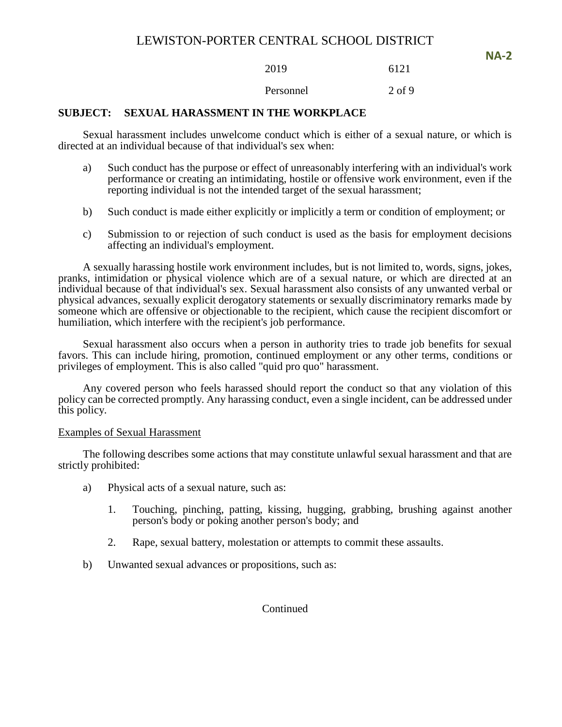## SUBJECT: SEXUAL HARASSMENT IN THE WORKPLACE

Sexual harassment includes unwelcome conduct which is either of a sexual nature, or which is directed at an individual because of that individual's sex when:

a) Such conduct has the purpose or effect of unreasonably interfering with an individual's work performance or creating an intimidating, hostile or offensive work environment, even if the reporting individual is not the intended target of the sexual harassment;

b) Such conduct is made either explicitly or implicitly a term or condition of employment; or

c) Submission to or rejection of such conduct is used as the basis for employment decisions affecting an individual's employment.

A sexually harassing hostile work environment includes, but is not limited to, words, signs, jokes, pranks, intimidation or physical violence which are of a sexual nature, or which are directed at an individual because of that individual's sex. Sexual harassment also consists of any unwanted verbal or physical advances, sexually explicit derogatory statements or sexually discriminatory remarks made by someone which are offensive or objectionable to the recipient, which cause the recipient discomfort or humiliation, which interfere with the recipient's job performance.

Sexual harassment also occurs when a person in authority tries to trade job benefits for sexual favors. This can include hiring, promotion, continued employment or any other terms, conditions or privileges of employment. This is also called "quid pro quo" harassment.

Any covered person who feels harassed should report the conduct so that any violation of this policy can be corrected promptly. Any harassing conduct, even a single incident, can be addressed under this policy.

<u>Examples of Sexual Harassment</u>

The following describes some actions that may constitute unlawful sexual harassment and that are strictly prohibited:

a) Physical acts of a sexual nature, such as:

   1. Touching, pinching, patting, kissing, hugging, grabbing, brushing against another person's body or poking another person's body; and

   2. Rape, sexual battery, molestation or attempts to commit these assaults.

b) Unwanted sexual advances or propositions, such as:

Continued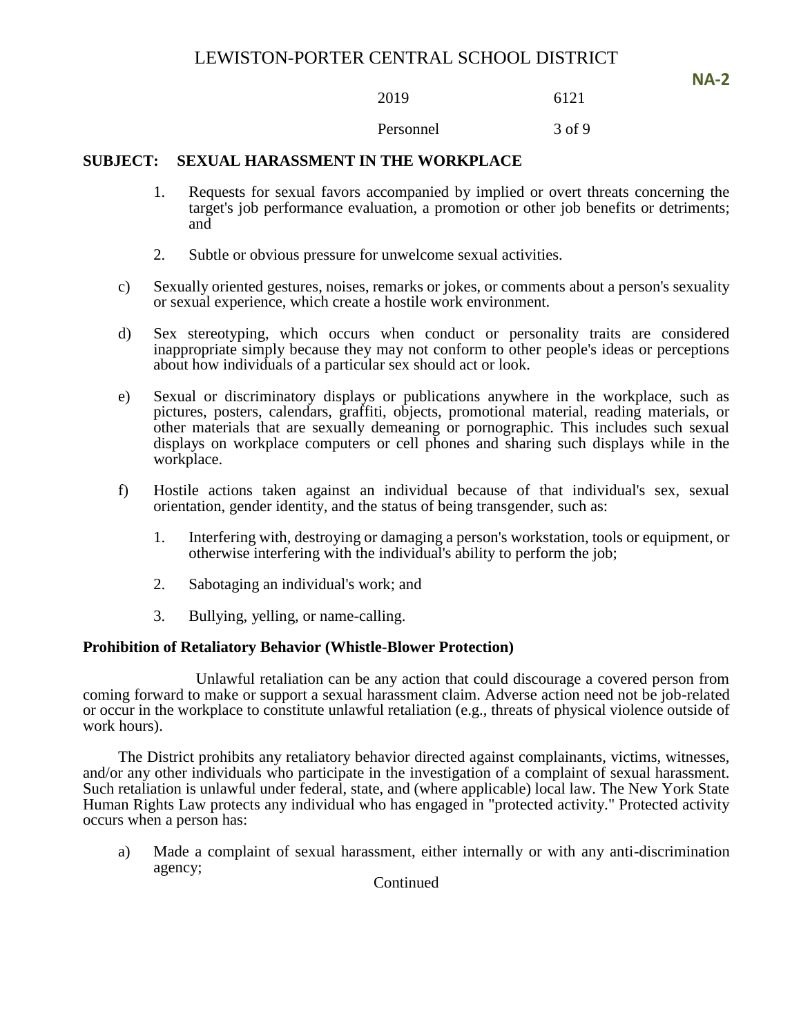**SUBJECT: SEXUAL HARASSMENT IN THE WORKPLACE**

1. Requests for sexual favors accompanied by implied or overt threats concerning the target's job performance evaluation, a promotion or other job benefits or detriments; and

2. Subtle or obvious pressure for unwelcome sexual activities.

c) Sexually oriented gestures, noises, remarks or jokes, or comments about a person's sexuality or sexual experience, which create a hostile work environment.

d) Sex stereotyping, which occurs when conduct or personality traits are considered inappropriate simply because they may not conform to other people's ideas or perceptions about how individuals of a particular sex should act or look.

e) Sexual or discriminatory displays or publications anywhere in the workplace, such as pictures, posters, calendars, graffiti, objects, promotional material, reading materials, or other materials that are sexually demeaning or pornographic. This includes such sexual displays on workplace computers or cell phones and sharing such displays while in the workplace.

f) Hostile actions taken against an individual because of that individual's sex, sexual orientation, gender identity, and the status of being transgender, such as:

1. Interfering with, destroying or damaging a person's workstation, tools or equipment, or otherwise interfering with the individual's ability to perform the job;

2. Sabotaging an individual's work; and

3. Bullying, yelling, or name-calling.

**Prohibition of Retaliatory Behavior (Whistle-Blower Protection)**

Unlawful retaliation can be any action that could discourage a covered person from coming forward to make or support a sexual harassment claim. Adverse action need not be job-related or occur in the workplace to constitute unlawful retaliation (e.g., threats of physical violence outside of work hours).

The District prohibits any retaliatory behavior directed against complainants, victims, witnesses, and/or any other individuals who participate in the investigation of a complaint of sexual harassment. Such retaliation is unlawful under federal, state, and (where applicable) local law. The New York State Human Rights Law protects any individual who has engaged in "protected activity." Protected activity occurs when a person has:

a) Made a complaint of sexual harassment, either internally or with any anti-discrimination agency;

Continued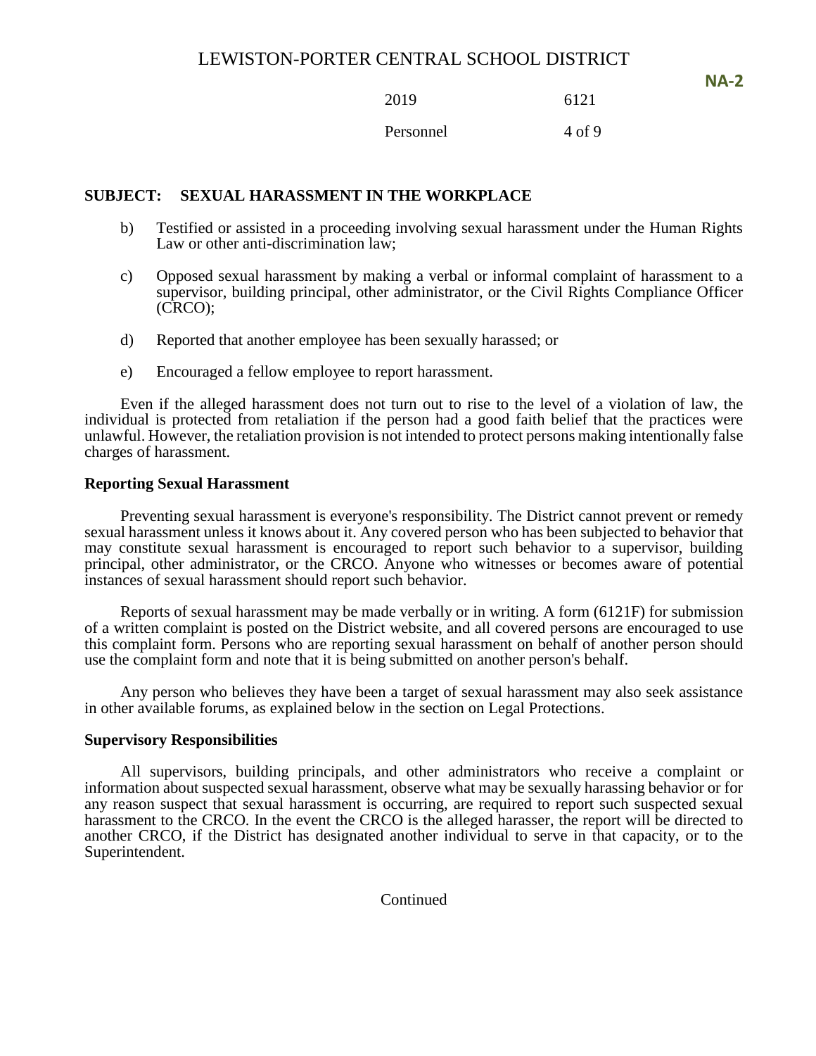**SUBJECT: SEXUAL HARASSMENT IN THE WORKPLACE**

b) Testified or assisted in a proceeding involving sexual harassment under the Human Rights Law or other anti-discrimination law;

c) Opposed sexual harassment by making a verbal or informal complaint of harassment to a supervisor, building principal, other administrator, or the Civil Rights Compliance Officer (CRCO);

d) Reported that another employee has been sexually harassed; or

e) Encouraged a fellow employee to report harassment.

Even if the alleged harassment does not turn out to rise to the level of a violation of law, the individual is protected from retaliation if the person had a good faith belief that the practices were unlawful. However, the retaliation provision is not intended to protect persons making intentionally false charges of harassment.

**Reporting Sexual Harassment**

Preventing sexual harassment is everyone's responsibility. The District cannot prevent or remedy sexual harassment unless it knows about it. Any covered person who has been subjected to behavior that may constitute sexual harassment is encouraged to report such behavior to a supervisor, building principal, other administrator, or the CRCO. Anyone who witnesses or becomes aware of potential instances of sexual harassment should report such behavior.

Reports of sexual harassment may be made verbally or in writing. A form (6121F) for submission of a written complaint is posted on the District website, and all covered persons are encouraged to use this complaint form. Persons who are reporting sexual harassment on behalf of another person should use the complaint form and note that it is being submitted on another person's behalf.

Any person who believes they have been a target of sexual harassment may also seek assistance in other available forums, as explained below in the section on Legal Protections.

**Supervisory Responsibilities**

All supervisors, building principals, and other administrators who receive a complaint or information about suspected sexual harassment, observe what may be sexually harassing behavior or for any reason suspect that sexual harassment is occurring, are required to report such suspected sexual harassment to the CRCO. In the event the CRCO is the alleged harasser, the report will be directed to another CRCO, if the District has designated another individual to serve in that capacity, or to the Superintendent.

Continued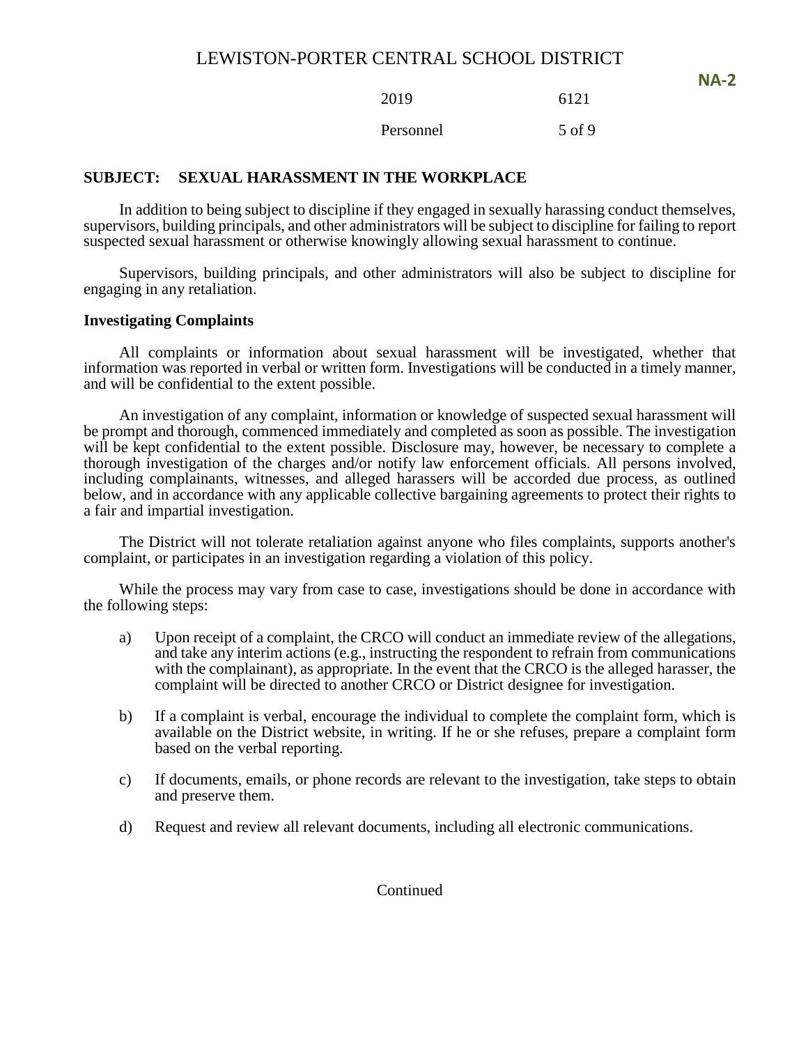## SUBJECT: SEXUAL HARASSMENT IN THE WORKPLACE

In addition to being subject to discipline if they engaged in sexually harassing conduct themselves, supervisors, building principals, and other administrators will be subject to discipline for failing to report suspected sexual harassment or otherwise knowingly allowing sexual harassment to continue.

Supervisors, building principals, and other administrators will also be subject to discipline for engaging in any retaliation.

### Investigating Complaints

All complaints or information about sexual harassment will be investigated, whether that information was reported in verbal or written form. Investigations will be conducted in a timely manner, and will be confidential to the extent possible.

An investigation of any complaint, information or knowledge of suspected sexual harassment will be prompt and thorough, commenced immediately and completed as soon as possible. The investigation will be kept confidential to the extent possible. Disclosure may, however, be necessary to complete a thorough investigation of the charges and/or notify law enforcement officials. All persons involved, including complainants, witnesses, and alleged harassers will be accorded due process, as outlined below, and in accordance with any applicable collective bargaining agreements to protect their rights to a fair and impartial investigation.

The District will not tolerate retaliation against anyone who files complaints, supports another's complaint, or participates in an investigation regarding a violation of this policy.

While the process may vary from case to case, investigations should be done in accordance with the following steps:

a) Upon receipt of a complaint, the CRCO will conduct an immediate review of the allegations, and take any interim actions (e.g., instructing the respondent to refrain from communications with the complainant), as appropriate. In the event that the CRCO is the alleged harasser, the complaint will be directed to another CRCO or District designee for investigation.

b) If a complaint is verbal, encourage the individual to complete the complaint form, which is available on the District website, in writing. If he or she refuses, prepare a complaint form based on the verbal reporting.

c) If documents, emails, or phone records are relevant to the investigation, take steps to obtain and preserve them.

d) Request and review all relevant documents, including all electronic communications.

Continued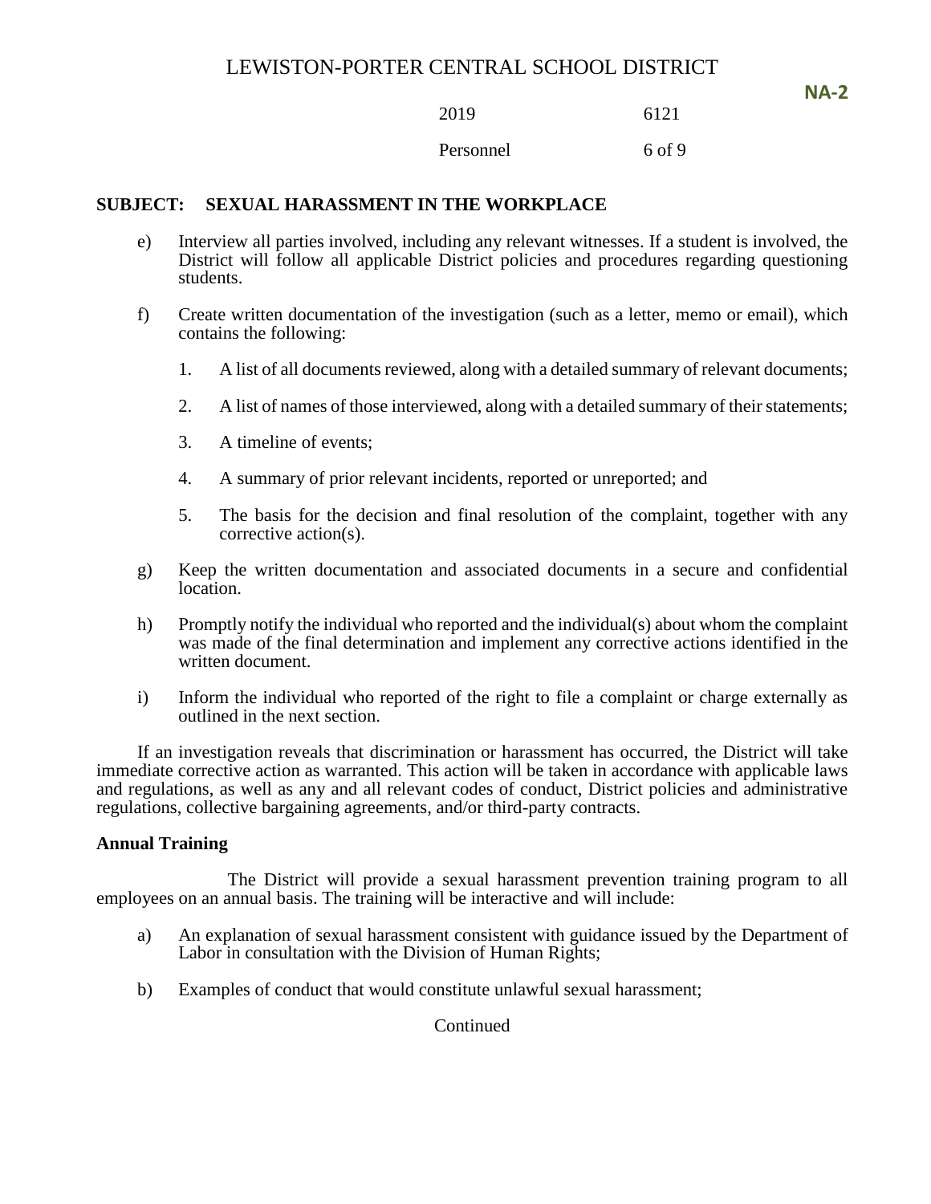**SUBJECT: SEXUAL HARASSMENT IN THE WORKPLACE**

e) Interview all parties involved, including any relevant witnesses. If a student is involved, the District will follow all applicable District policies and procedures regarding questioning students.

f) Create written documentation of the investigation (such as a letter, memo or email), which contains the following:

1. A list of all documents reviewed, along with a detailed summary of relevant documents;
2. A list of names of those interviewed, along with a detailed summary of their statements;
3. A timeline of events;
4. A summary of prior relevant incidents, reported or unreported; and
5. The basis for the decision and final resolution of the complaint, together with any corrective action(s).

g) Keep the written documentation and associated documents in a secure and confidential location.

h) Promptly notify the individual who reported and the individual(s) about whom the complaint was made of the final determination and implement any corrective actions identified in the written document.

i) Inform the individual who reported of the right to file a complaint or charge externally as outlined in the next section.

If an investigation reveals that discrimination or harassment has occurred, the District will take immediate corrective action as warranted. This action will be taken in accordance with applicable laws and regulations, as well as any and all relevant codes of conduct, District policies and administrative regulations, collective bargaining agreements, and/or third-party contracts.

**Annual Training**

The District will provide a sexual harassment prevention training program to all employees on an annual basis. The training will be interactive and will include:

a) An explanation of sexual harassment consistent with guidance issued by the Department of Labor in consultation with the Division of Human Rights;

b) Examples of conduct that would constitute unlawful sexual harassment;

Continued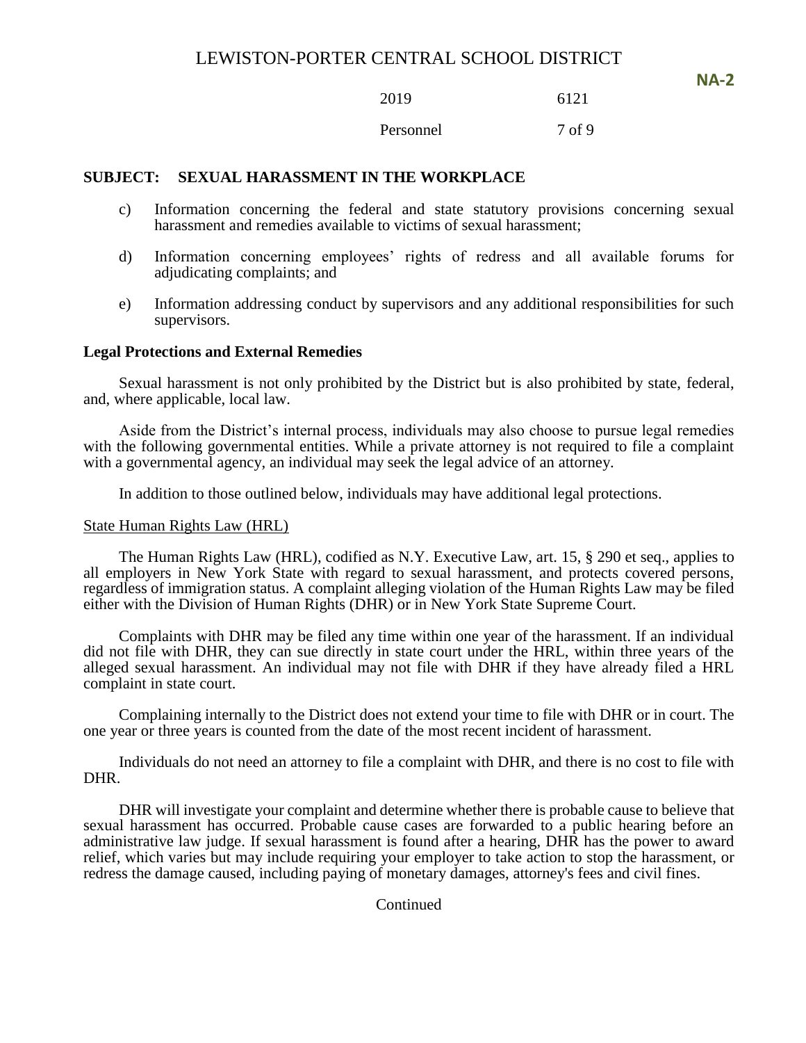## SUBJECT: SEXUAL HARASSMENT IN THE WORKPLACE

c) Information concerning the federal and state statutory provisions concerning sexual harassment and remedies available to victims of sexual harassment;

d) Information concerning employees' rights of redress and all available forums for adjudicating complaints; and

e) Information addressing conduct by supervisors and any additional responsibilities for such supervisors.

### Legal Protections and External Remedies

Sexual harassment is not only prohibited by the District but is also prohibited by state, federal, and, where applicable, local law.

Aside from the District's internal process, individuals may also choose to pursue legal remedies with the following governmental entities. While a private attorney is not required to file a complaint with a governmental agency, an individual may seek the legal advice of an attorney.

In addition to those outlined below, individuals may have additional legal protections.

State Human Rights Law (HRL)

The Human Rights Law (HRL), codified as N.Y. Executive Law, art. 15, § 290 et seq., applies to all employers in New York State with regard to sexual harassment, and protects covered persons, regardless of immigration status. A complaint alleging violation of the Human Rights Law may be filed either with the Division of Human Rights (DHR) or in New York State Supreme Court.

Complaints with DHR may be filed any time within one year of the harassment. If an individual did not file with DHR, they can sue directly in state court under the HRL, within three years of the alleged sexual harassment. An individual may not file with DHR if they have already filed a HRL complaint in state court.

Complaining internally to the District does not extend your time to file with DHR or in court. The one year or three years is counted from the date of the most recent incident of harassment.

Individuals do not need an attorney to file a complaint with DHR, and there is no cost to file with DHR.

DHR will investigate your complaint and determine whether there is probable cause to believe that sexual harassment has occurred. Probable cause cases are forwarded to a public hearing before an administrative law judge. If sexual harassment is found after a hearing, DHR has the power to award relief, which varies but may include requiring your employer to take action to stop the harassment, or redress the damage caused, including paying of monetary damages, attorney's fees and civil fines.

Continued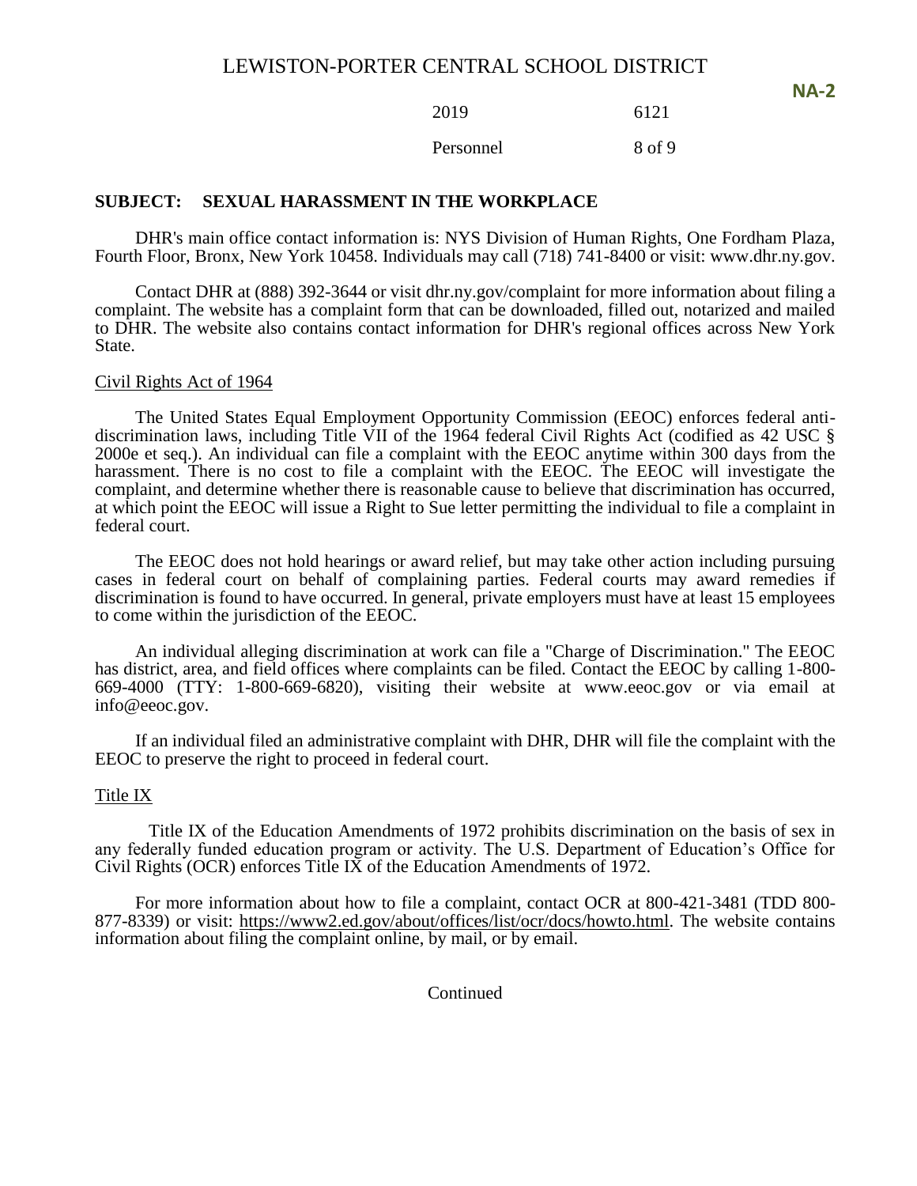**SUBJECT: SEXUAL HARASSMENT IN THE WORKPLACE**

DHR's main office contact information is: NYS Division of Human Rights, One Fordham Plaza, Fourth Floor, Bronx, New York 10458. Individuals may call (718) 741-8400 or visit: www.dhr.ny.gov.

Contact DHR at (888) 392-3644 or visit dhr.ny.gov/complaint for more information about filing a complaint. The website has a complaint form that can be downloaded, filled out, notarized and mailed to DHR. The website also contains contact information for DHR's regional offices across New York State.

Civil Rights Act of 1964

The United States Equal Employment Opportunity Commission (EEOC) enforces federal anti-discrimination laws, including Title VII of the 1964 federal Civil Rights Act (codified as 42 USC § 2000e et seq.). An individual can file a complaint with the EEOC anytime within 300 days from the harassment. There is no cost to file a complaint with the EEOC. The EEOC will investigate the complaint, and determine whether there is reasonable cause to believe that discrimination has occurred, at which point the EEOC will issue a Right to Sue letter permitting the individual to file a complaint in federal court.

The EEOC does not hold hearings or award relief, but may take other action including pursuing cases in federal court on behalf of complaining parties. Federal courts may award remedies if discrimination is found to have occurred. In general, private employers must have at least 15 employees to come within the jurisdiction of the EEOC.

An individual alleging discrimination at work can file a "Charge of Discrimination." The EEOC has district, area, and field offices where complaints can be filed. Contact the EEOC by calling 1-800-669-4000 (TTY: 1-800-669-6820), visiting their website at www.eeoc.gov or via email at info@eeoc.gov.

If an individual filed an administrative complaint with DHR, DHR will file the complaint with the EEOC to preserve the right to proceed in federal court.

Title IX

Title IX of the Education Amendments of 1972 prohibits discrimination on the basis of sex in any federally funded education program or activity. The U.S. Department of Education's Office for Civil Rights (OCR) enforces Title IX of the Education Amendments of 1972.

For more information about how to file a complaint, contact OCR at 800-421-3481 (TDD 800-877-8339) or visit: https://www2.ed.gov/about/offices/list/ocr/docs/howto.html. The website contains information about filing the complaint online, by mail, or by email.

Continued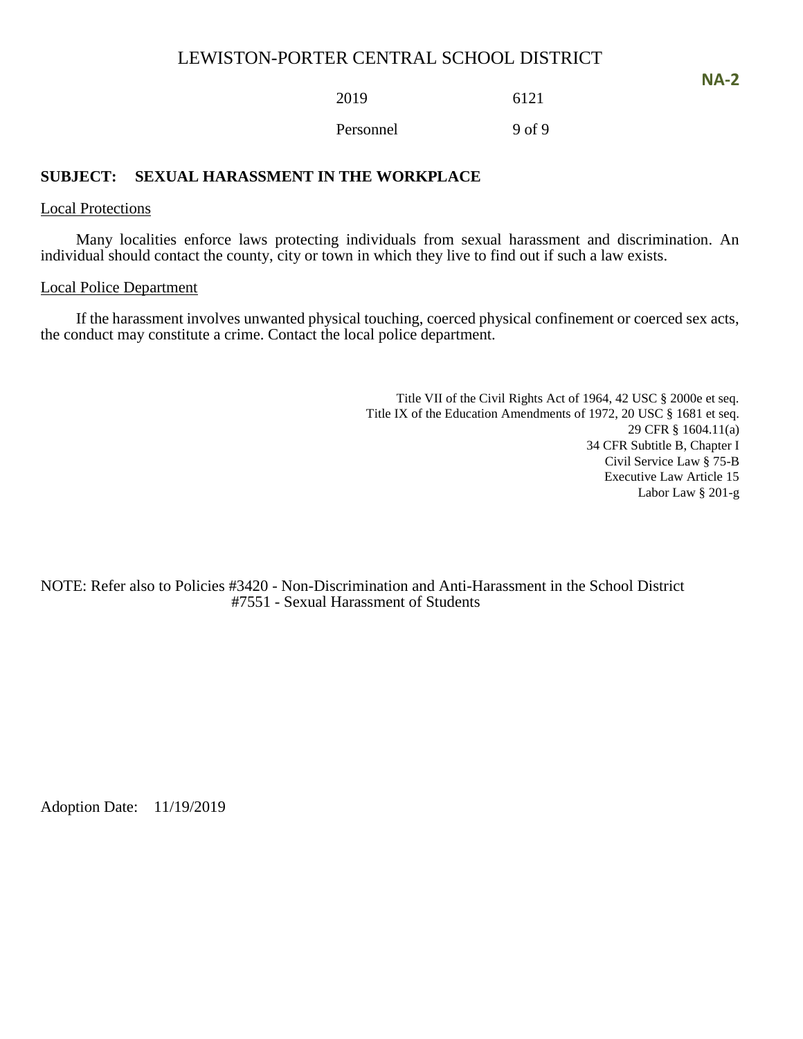## SUBJECT: SEXUAL HARASSMENT IN THE WORKPLACE

Local Protections

Many localities enforce laws protecting individuals from sexual harassment and discrimination. An individual should contact the county, city or town in which they live to find out if such a law exists.

Local Police Department

If the harassment involves unwanted physical touching, coerced physical confinement or coerced sex acts, the conduct may constitute a crime. Contact the local police department.

Title VII of the Civil Rights Act of 1964, 42 USC § 2000e et seq.
Title IX of the Education Amendments of 1972, 20 USC § 1681 et seq.
29 CFR § 1604.11(a)
34 CFR Subtitle B, Chapter I
Civil Service Law § 75-B
Executive Law Article 15
Labor Law § 201-g

NOTE: Refer also to Policies #3420 - Non-Discrimination and Anti-Harassment in the School District
#7551 - Sexual Harassment of Students

Adoption Date: 11/19/2019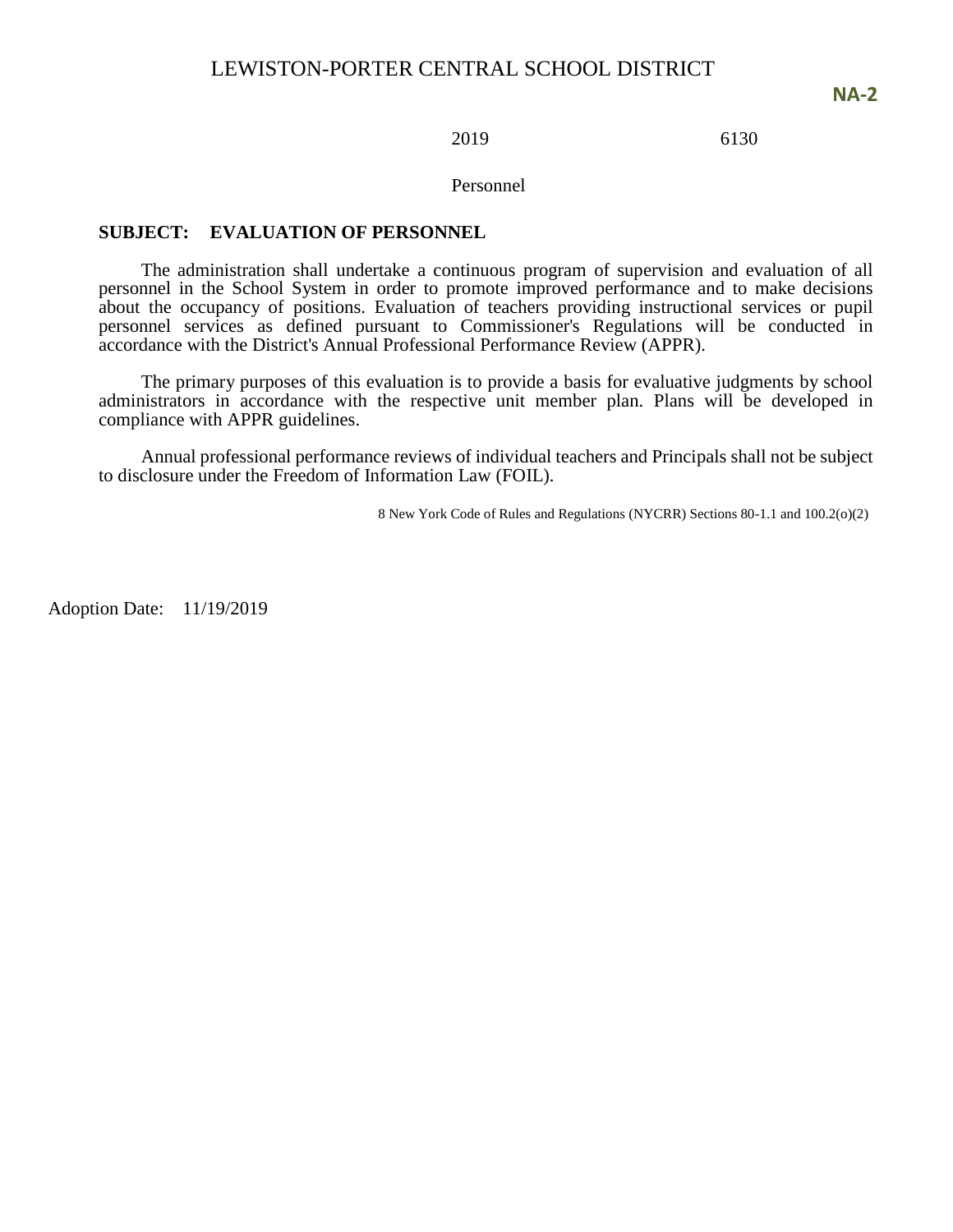LEWISTON-PORTER CENTRAL SCHOOL DISTRICT

**NA-2**

2019 6130

Personnel

**SUBJECT: EVALUATION OF PERSONNEL**

The administration shall undertake a continuous program of supervision and evaluation of all personnel in the School System in order to promote improved performance and to make decisions about the occupancy of positions. Evaluation of teachers providing instructional services or pupil personnel services as defined pursuant to Commissioner's Regulations will be conducted in accordance with the District's Annual Professional Performance Review (APPR).

The primary purposes of this evaluation is to provide a basis for evaluative judgments by school administrators in accordance with the respective unit member plan. Plans will be developed in compliance with APPR guidelines.

Annual professional performance reviews of individual teachers and Principals shall not be subject to disclosure under the Freedom of Information Law (FOIL).

8 New York Code of Rules and Regulations (NYCRR) Sections 80-1.1 and 100.2(o)(2)

Adoption Date: 11/19/2019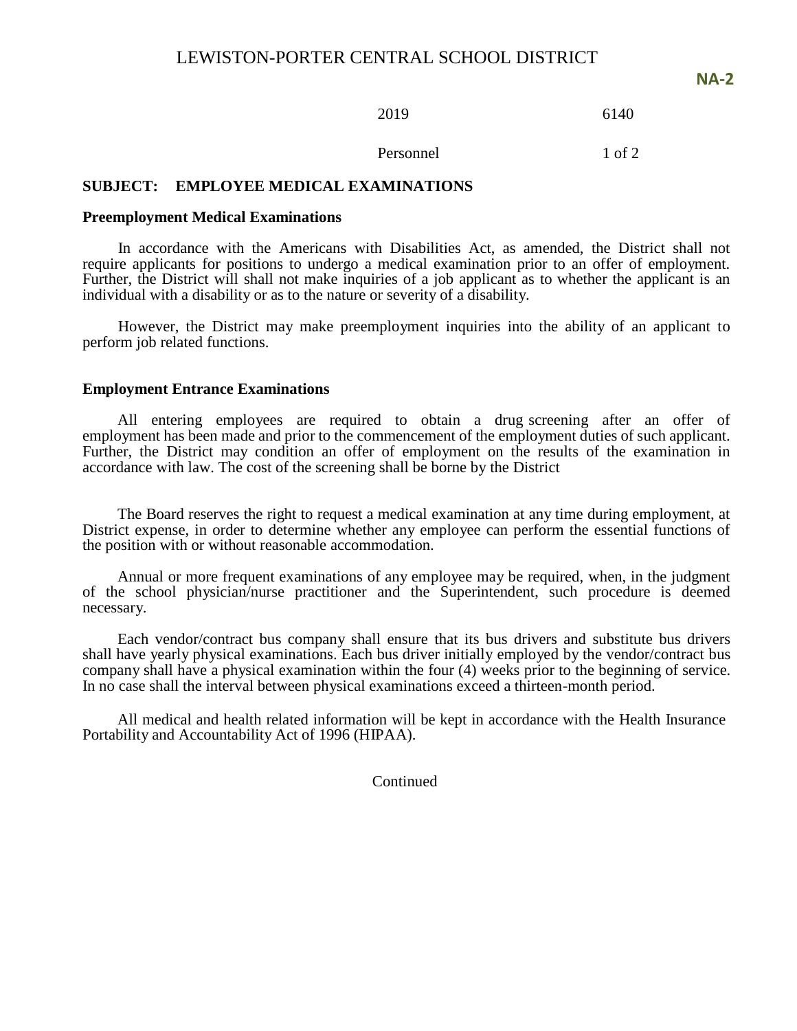# LEWISTON-PORTER CENTRAL SCHOOL DISTRICT

**NA-2**

2019 6140

Personnel

## SUBJECT: EMPLOYEE MEDICAL EXAMINATIONS

### Preemployment Medical Examinations

In accordance with the Americans with Disabilities Act, as amended, the District shall not require applicants for positions to undergo a medical examination prior to an offer of employment. Further, the District will shall not make inquiries of a job applicant as to whether the applicant is an individual with a disability or as to the nature or severity of a disability.

However, the District may make preemployment inquiries into the ability of an applicant to perform job related functions.

### Employment Entrance Examinations

All entering employees are required to obtain a drug screening after an offer of employment has been made and prior to the commencement of the employment duties of such applicant. Further, the District may condition an offer of employment on the results of the examination in accordance with law. The cost of the screening shall be borne by the District

The Board reserves the right to request a medical examination at any time during employment, at District expense, in order to determine whether any employee can perform the essential functions of the position with or without reasonable accommodation.

Annual or more frequent examinations of any employee may be required, when, in the judgment of the school physician/nurse practitioner and the Superintendent, such procedure is deemed necessary.

Each vendor/contract bus company shall ensure that its bus drivers and substitute bus drivers shall have yearly physical examinations. Each bus driver initially employed by the vendor/contract bus company shall have a physical examination within the four (4) weeks prior to the beginning of service. In no case shall the interval between physical examinations exceed a thirteen-month period.

All medical and health related information will be kept in accordance with the Health Insurance Portability and Accountability Act of 1996 (HIPAA).

Continued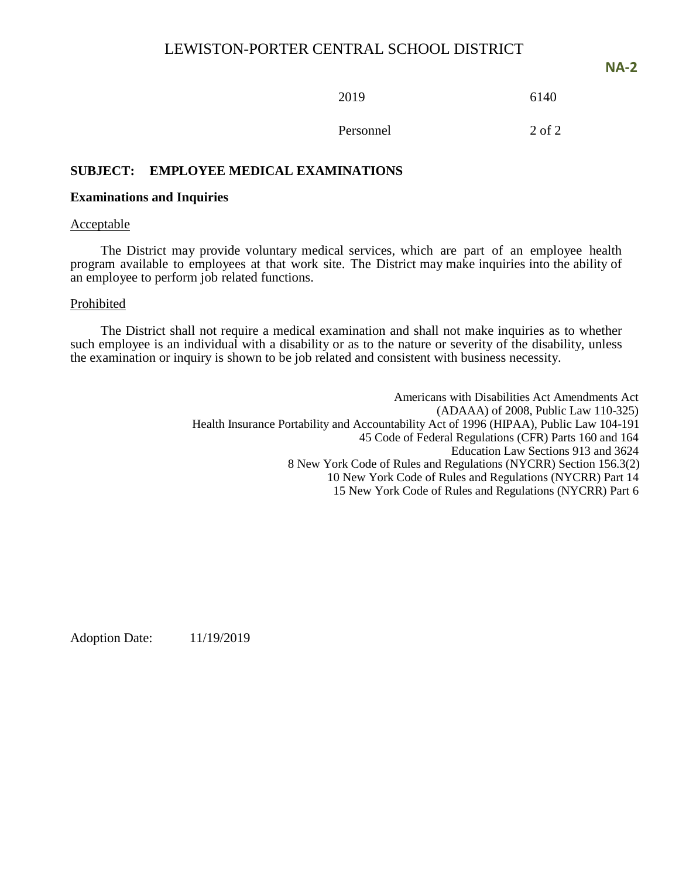**SUBJECT: EMPLOYEE MEDICAL EXAMINATIONS**

**Examinations and Inquiries**

Acceptable

The District may provide voluntary medical services, which are part of an employee health program available to employees at that work site. The District may make inquiries into the ability of an employee to perform job related functions.

Prohibited

The District shall not require a medical examination and shall not make inquiries as to whether such employee is an individual with a disability or as to the nature or severity of the disability, unless the examination or inquiry is shown to be job related and consistent with business necessity.

Americans with Disabilities Act Amendments Act
(ADAAA) of 2008, Public Law 110-325)
Health Insurance Portability and Accountability Act of 1996 (HIPAA), Public Law 104-191
45 Code of Federal Regulations (CFR) Parts 160 and 164
Education Law Sections 913 and 3624
8 New York Code of Rules and Regulations (NYCRR) Section 156.3(2)
10 New York Code of Rules and Regulations (NYCRR) Part 14
15 New York Code of Rules and Regulations (NYCRR) Part 6

Adoption Date: 11/19/2019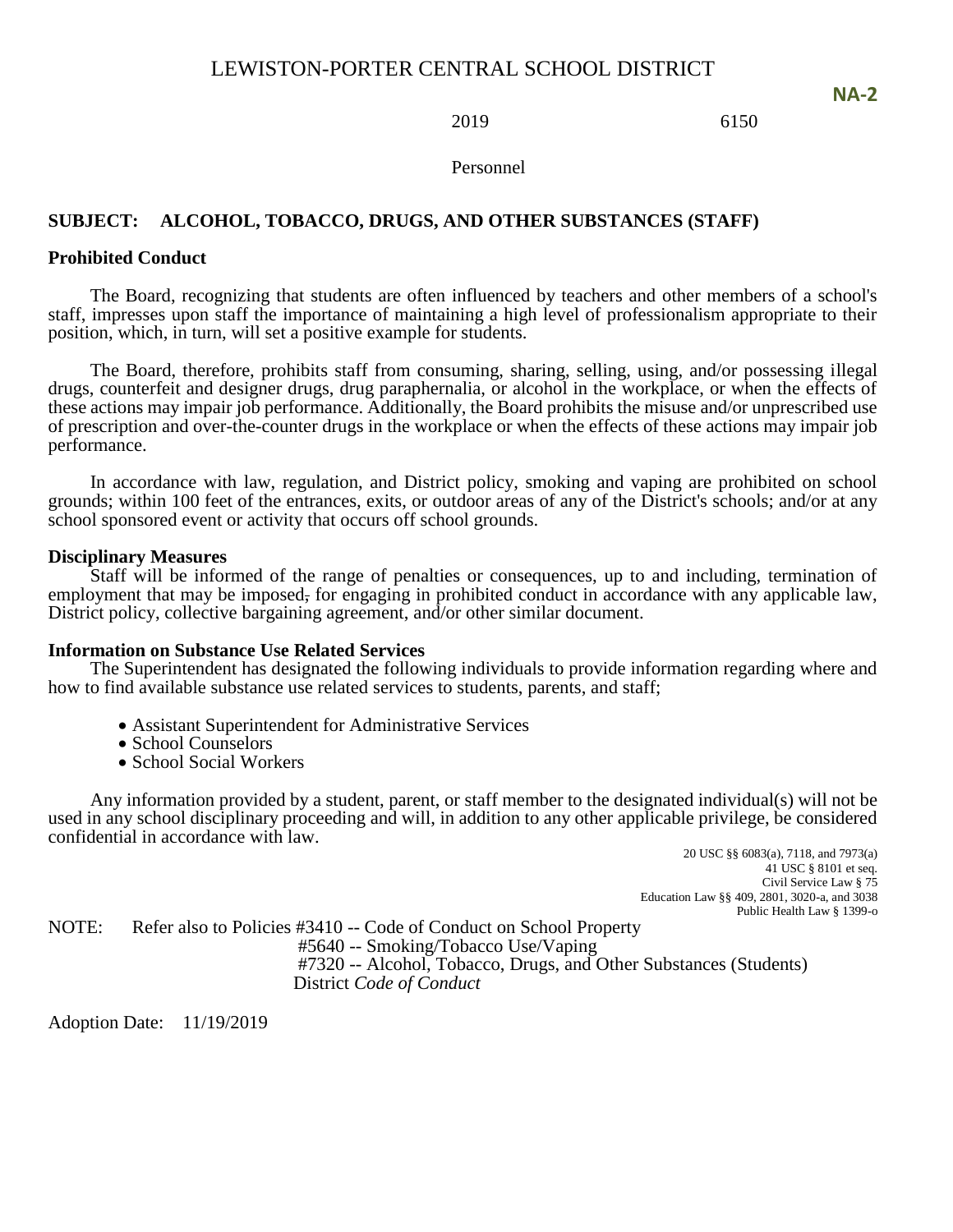# LEWISTON-PORTER CENTRAL SCHOOL DISTRICT

**NA-2**

2019 6150

Personnel

**SUBJECT: ALCOHOL, TOBACCO, DRUGS, AND OTHER SUBSTANCES (STAFF)**

**Prohibited Conduct**

The Board, recognizing that students are often influenced by teachers and other members of a school's staff, impresses upon staff the importance of maintaining a high level of professionalism appropriate to their position, which, in turn, will set a positive example for students.

The Board, therefore, prohibits staff from consuming, sharing, selling, using, and/or possessing illegal drugs, counterfeit and designer drugs, drug paraphernalia, or alcohol in the workplace, or when the effects of these actions may impair job performance. Additionally, the Board prohibits the misuse and/or unprescribed use of prescription and over-the-counter drugs in the workplace or when the effects of these actions may impair job performance.

In accordance with law, regulation, and District policy, smoking and vaping are prohibited on school grounds; within 100 feet of the entrances, exits, or outdoor areas of any of the District's schools; and/or at any school sponsored event or activity that occurs off school grounds.

**Disciplinary Measures**

Staff will be informed of the range of penalties or consequences, up to and including, termination of employment that may be imposed, for engaging in prohibited conduct in accordance with any applicable law, District policy, collective bargaining agreement, and/or other similar document.

**Information on Substance Use Related Services**

The Superintendent has designated the following individuals to provide information regarding where and how to find available substance use related services to students, parents, and staff;

- Assistant Superintendent for Administrative Services
- School Counselors
- School Social Workers

Any information provided by a student, parent, or staff member to the designated individual(s) will not be used in any school disciplinary proceeding and will, in addition to any other applicable privilege, be considered confidential in accordance with law.

20 USC §§ 6083(a), 7118, and 7973(a)
41 USC § 8101 et seq.
Civil Service Law § 75
Education Law §§ 409, 2801, 3020-a, and 3038
Public Health Law § 1399-o

NOTE: Refer also to Policies #3410 -- Code of Conduct on School Property
#5640 -- Smoking/Tobacco Use/Vaping
#7320 -- Alcohol, Tobacco, Drugs, and Other Substances (Students)
District *Code of Conduct*

Adoption Date: 11/19/2019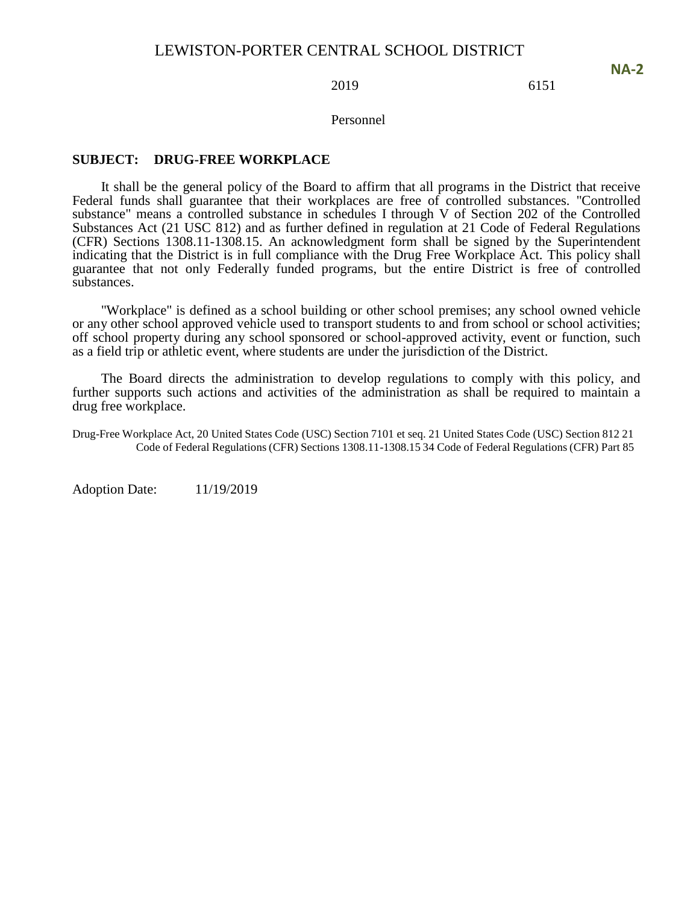LEWISTON-PORTER CENTRAL SCHOOL DISTRICT

**NA-2**

2019 6151

Personnel

**SUBJECT: DRUG-FREE WORKPLACE**

It shall be the general policy of the Board to affirm that all programs in the District that receive Federal funds shall guarantee that their workplaces are free of controlled substances. "Controlled substance" means a controlled substance in schedules I through V of Section 202 of the Controlled Substances Act (21 USC 812) and as further defined in regulation at 21 Code of Federal Regulations (CFR) Sections 1308.11-1308.15. An acknowledgment form shall be signed by the Superintendent indicating that the District is in full compliance with the Drug Free Workplace Act. This policy shall guarantee that not only Federally funded programs, but the entire District is free of controlled substances.

"Workplace" is defined as a school building or other school premises; any school owned vehicle or any other school approved vehicle used to transport students to and from school or school activities; off school property during any school sponsored or school-approved activity, event or function, such as a field trip or athletic event, where students are under the jurisdiction of the District.

The Board directs the administration to develop regulations to comply with this policy, and further supports such actions and activities of the administration as shall be required to maintain a drug free workplace.

Drug-Free Workplace Act, 20 United States Code (USC) Section 7101 et seq. 21 United States Code (USC) Section 812 21 Code of Federal Regulations (CFR) Sections 1308.11-1308.15 34 Code of Federal Regulations (CFR) Part 85

Adoption Date: 11/19/2019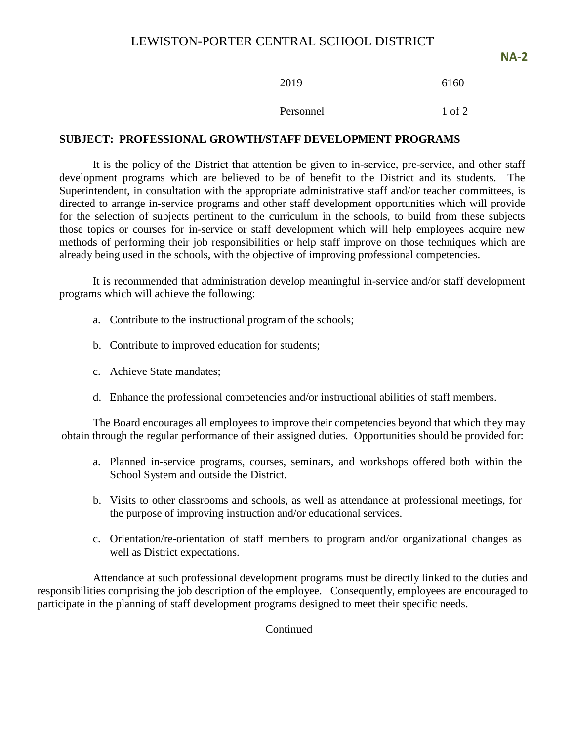# LEWISTON-PORTER CENTRAL SCHOOL DISTRICT

**NA-2**

2019 6160

Personnel

**SUBJECT: PROFESSIONAL GROWTH/STAFF DEVELOPMENT PROGRAMS**

It is the policy of the District that attention be given to in-service, pre-service, and other staff development programs which are believed to be of benefit to the District and its students. The Superintendent, in consultation with the appropriate administrative staff and/or teacher committees, is directed to arrange in-service programs and other staff development opportunities which will provide for the selection of subjects pertinent to the curriculum in the schools, to build from these subjects those topics or courses for in-service or staff development which will help employees acquire new methods of performing their job responsibilities or help staff improve on those techniques which are already being used in the schools, with the objective of improving professional competencies.

It is recommended that administration develop meaningful in-service and/or staff development programs which will achieve the following:

a. Contribute to the instructional program of the schools;

b. Contribute to improved education for students;

c. Achieve State mandates;

d. Enhance the professional competencies and/or instructional abilities of staff members.

The Board encourages all employees to improve their competencies beyond that which they may obtain through the regular performance of their assigned duties. Opportunities should be provided for:

a. Planned in-service programs, courses, seminars, and workshops offered both within the School System and outside the District.

b. Visits to other classrooms and schools, as well as attendance at professional meetings, for the purpose of improving instruction and/or educational services.

c. Orientation/re-orientation of staff members to program and/or organizational changes as well as District expectations.

Attendance at such professional development programs must be directly linked to the duties and responsibilities comprising the job description of the employee. Consequently, employees are encouraged to participate in the planning of staff development programs designed to meet their specific needs.

Continued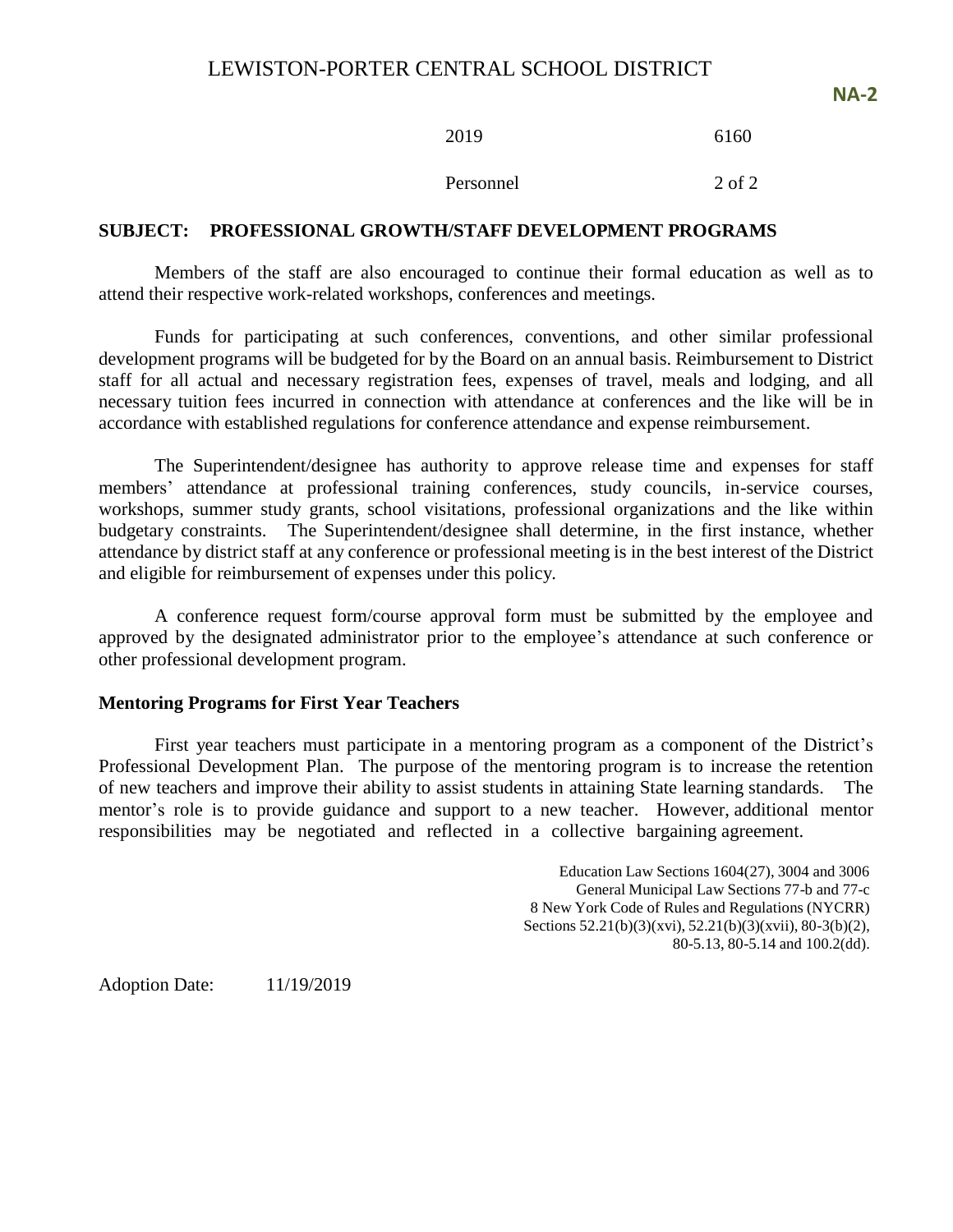**SUBJECT: PROFESSIONAL GROWTH/STAFF DEVELOPMENT PROGRAMS**

Members of the staff are also encouraged to continue their formal education as well as to attend their respective work-related workshops, conferences and meetings.

Funds for participating at such conferences, conventions, and other similar professional development programs will be budgeted for by the Board on an annual basis. Reimbursement to District staff for all actual and necessary registration fees, expenses of travel, meals and lodging, and all necessary tuition fees incurred in connection with attendance at conferences and the like will be in accordance with established regulations for conference attendance and expense reimbursement.

The Superintendent/designee has authority to approve release time and expenses for staff members' attendance at professional training conferences, study councils, in-service courses, workshops, summer study grants, school visitations, professional organizations and the like within budgetary constraints. The Superintendent/designee shall determine, in the first instance, whether attendance by district staff at any conference or professional meeting is in the best interest of the District and eligible for reimbursement of expenses under this policy.

A conference request form/course approval form must be submitted by the employee and approved by the designated administrator prior to the employee's attendance at such conference or other professional development program.

**Mentoring Programs for First Year Teachers**

First year teachers must participate in a mentoring program as a component of the District's Professional Development Plan. The purpose of the mentoring program is to increase the retention of new teachers and improve their ability to assist students in attaining State learning standards. The mentor's role is to provide guidance and support to a new teacher. However, additional mentor responsibilities may be negotiated and reflected in a collective bargaining agreement.

Education Law Sections 1604(27), 3004 and 3006
General Municipal Law Sections 77-b and 77-c
8 New York Code of Rules and Regulations (NYCRR)
Sections 52.21(b)(3)(xvi), 52.21(b)(3)(xvii), 80-3(b)(2), 80-5.13, 80-5.14 and 100.2(dd).

Adoption Date: 11/19/2019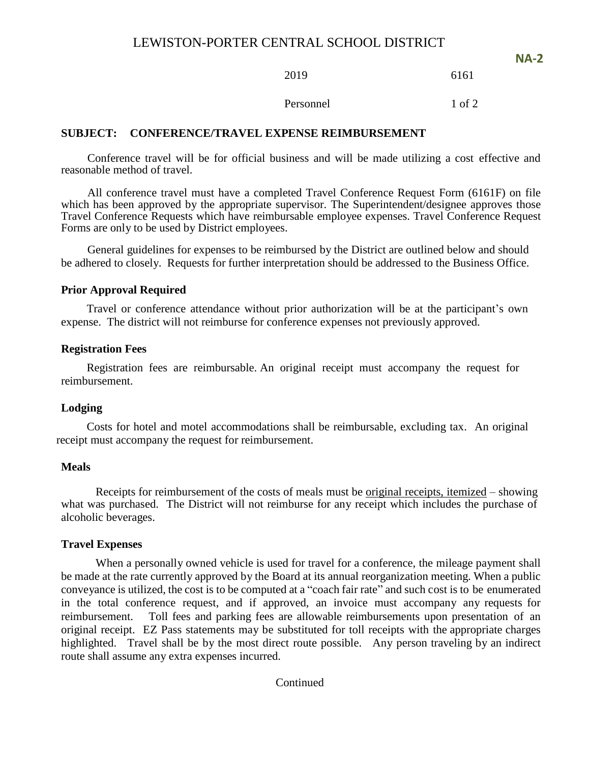# LEWISTON-PORTER CENTRAL SCHOOL DISTRICT

**NA-2**

2019 6161

Personnel

**SUBJECT: CONFERENCE/TRAVEL EXPENSE REIMBURSEMENT**

Conference travel will be for official business and will be made utilizing a cost effective and reasonable method of travel.

All conference travel must have a completed Travel Conference Request Form (6161F) on file which has been approved by the appropriate supervisor. The Superintendent/designee approves those Travel Conference Requests which have reimbursable employee expenses. Travel Conference Request Forms are only to be used by District employees.

General guidelines for expenses to be reimbursed by the District are outlined below and should be adhered to closely. Requests for further interpretation should be addressed to the Business Office.

### Prior Approval Required

Travel or conference attendance without prior authorization will be at the participant's own expense. The district will not reimburse for conference expenses not previously approved.

### Registration Fees

Registration fees are reimbursable. An original receipt must accompany the request for reimbursement.

### Lodging

Costs for hotel and motel accommodations shall be reimbursable, excluding tax. An original receipt must accompany the request for reimbursement.

### Meals

Receipts for reimbursement of the costs of meals must be original receipts, itemized – showing what was purchased. The District will not reimburse for any receipt which includes the purchase of alcoholic beverages.

### Travel Expenses

When a personally owned vehicle is used for travel for a conference, the mileage payment shall be made at the rate currently approved by the Board at its annual reorganization meeting. When a public conveyance is utilized, the cost is to be computed at a "coach fair rate" and such cost is to be enumerated in the total conference request, and if approved, an invoice must accompany any requests for reimbursement. Toll fees and parking fees are allowable reimbursements upon presentation of an original receipt. EZ Pass statements may be substituted for toll receipts with the appropriate charges highlighted. Travel shall be by the most direct route possible. Any person traveling by an indirect route shall assume any extra expenses incurred.

Continued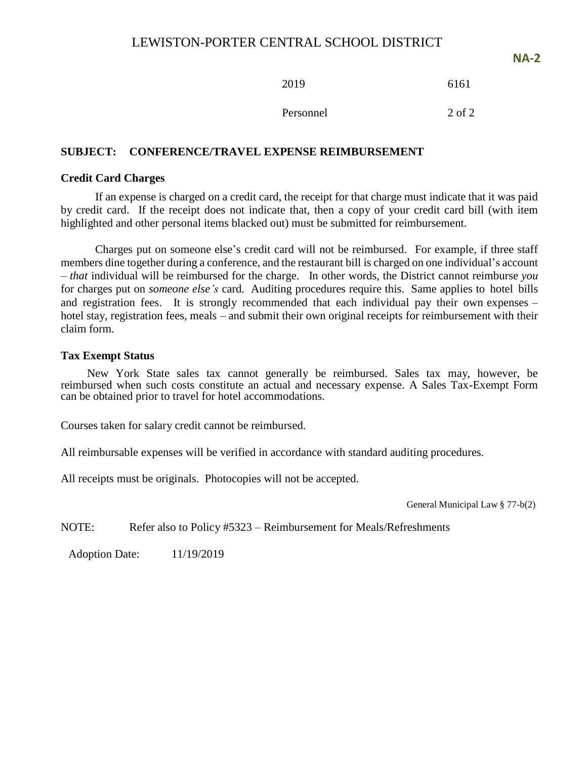## SUBJECT: CONFERENCE/TRAVEL EXPENSE REIMBURSEMENT

### Credit Card Charges

If an expense is charged on a credit card, the receipt for that charge must indicate that it was paid by credit card. If the receipt does not indicate that, then a copy of your credit card bill (with item highlighted and other personal items blacked out) must be submitted for reimbursement.

Charges put on someone else's credit card will not be reimbursed. For example, if three staff members dine together during a conference, and the restaurant bill is charged on one individual's account – *that* individual will be reimbursed for the charge. In other words, the District cannot reimburse *you* for charges put on *someone else's* card. Auditing procedures require this. Same applies to hotel bills and registration fees. It is strongly recommended that each individual pay their own expenses – hotel stay, registration fees, meals – and submit their own original receipts for reimbursement with their claim form.

### Tax Exempt Status

New York State sales tax cannot generally be reimbursed. Sales tax may, however, be reimbursed when such costs constitute an actual and necessary expense. A Sales Tax-Exempt Form can be obtained prior to travel for hotel accommodations.

Courses taken for salary credit cannot be reimbursed.

All reimbursable expenses will be verified in accordance with standard auditing procedures.

All receipts must be originals. Photocopies will not be accepted.

General Municipal Law § 77-b(2)

NOTE: Refer also to Policy #5323 – Reimbursement for Meals/Refreshments

Adoption Date: 11/19/2019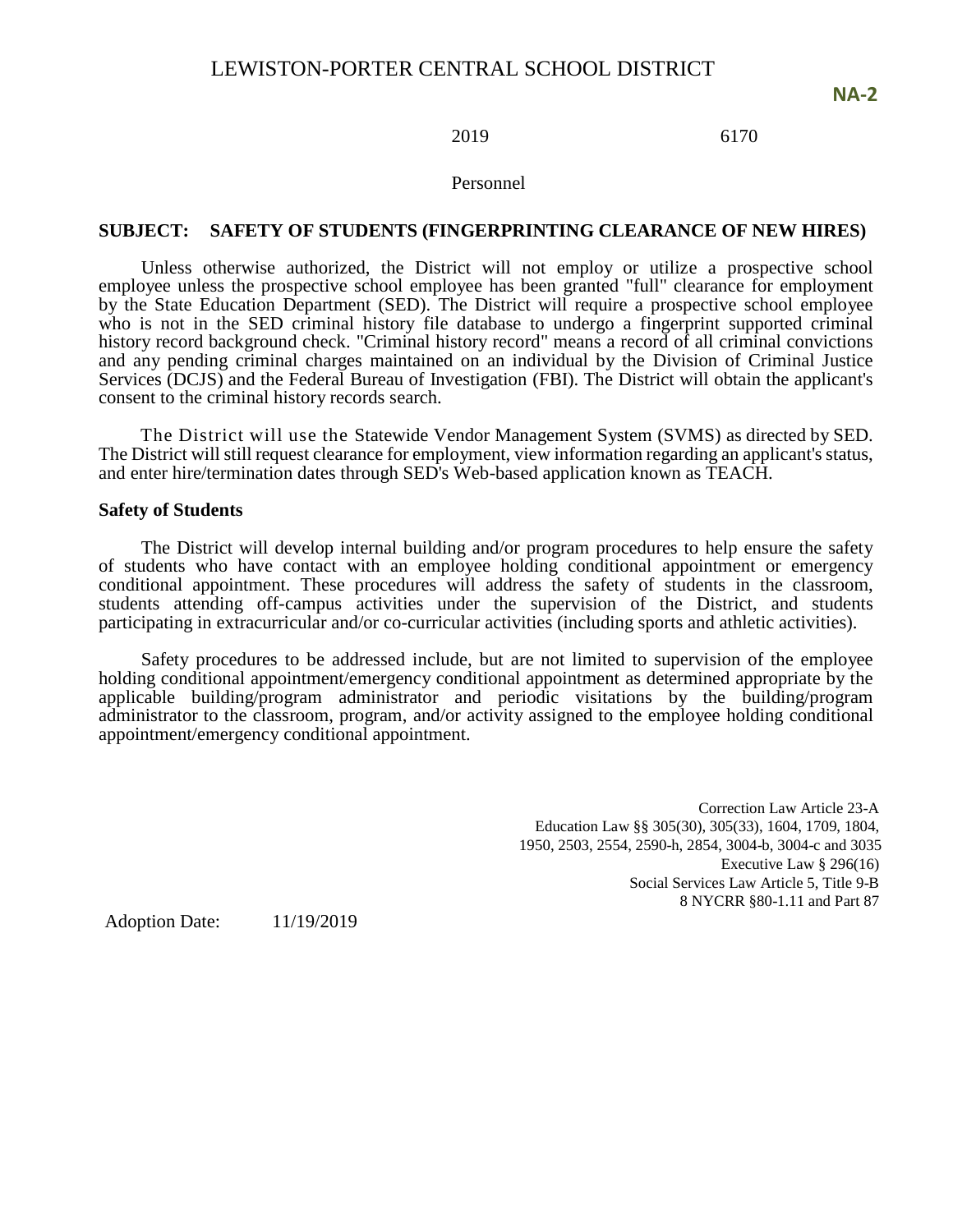# LEWISTON-PORTER CENTRAL SCHOOL DISTRICT

**NA-2**

2019 6170

Personnel

**SUBJECT: SAFETY OF STUDENTS (FINGERPRINTING CLEARANCE OF NEW HIRES)**

Unless otherwise authorized, the District will not employ or utilize a prospective school employee unless the prospective school employee has been granted "full" clearance for employment by the State Education Department (SED). The District will require a prospective school employee who is not in the SED criminal history file database to undergo a fingerprint supported criminal history record background check. "Criminal history record" means a record of all criminal convictions and any pending criminal charges maintained on an individual by the Division of Criminal Justice Services (DCJS) and the Federal Bureau of Investigation (FBI). The District will obtain the applicant's consent to the criminal history records search.

The District will use the Statewide Vendor Management System (SVMS) as directed by SED. The District will still request clearance for employment, view information regarding an applicant's status, and enter hire/termination dates through SED's Web-based application known as TEACH.

**Safety of Students**

The District will develop internal building and/or program procedures to help ensure the safety of students who have contact with an employee holding conditional appointment or emergency conditional appointment. These procedures will address the safety of students in the classroom, students attending off-campus activities under the supervision of the District, and students participating in extracurricular and/or co-curricular activities (including sports and athletic activities).

Safety procedures to be addressed include, but are not limited to supervision of the employee holding conditional appointment/emergency conditional appointment as determined appropriate by the applicable building/program administrator and periodic visitations by the building/program administrator to the classroom, program, and/or activity assigned to the employee holding conditional appointment/emergency conditional appointment.

Correction Law Article 23-A
Education Law §§ 305(30), 305(33), 1604, 1709, 1804, 1950, 2503, 2554, 2590-h, 2854, 3004-b, 3004-c and 3035
Executive Law § 296(16)
Social Services Law Article 5, Title 9-B
8 NYCRR §80-1.11 and Part 87

Adoption Date: 11/19/2019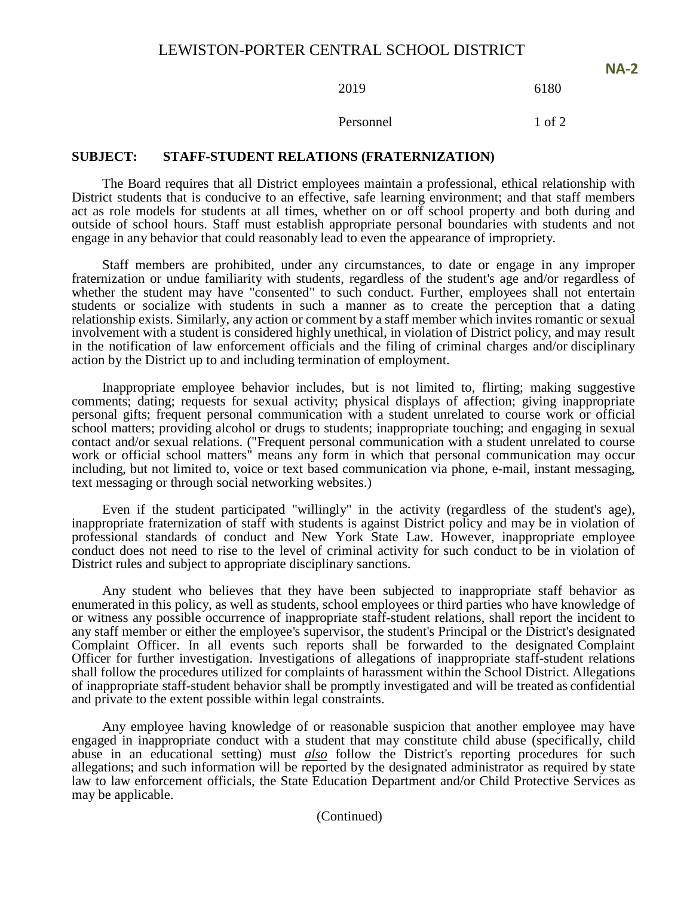# LEWISTON-PORTER CENTRAL SCHOOL DISTRICT

**NA-2**

2019 6180

Personnel

**SUBJECT: STAFF-STUDENT RELATIONS (FRATERNIZATION)**

The Board requires that all District employees maintain a professional, ethical relationship with District students that is conducive to an effective, safe learning environment; and that staff members act as role models for students at all times, whether on or off school property and both during and outside of school hours. Staff must establish appropriate personal boundaries with students and not engage in any behavior that could reasonably lead to even the appearance of impropriety.

Staff members are prohibited, under any circumstances, to date or engage in any improper fraternization or undue familiarity with students, regardless of the student's age and/or regardless of whether the student may have "consented" to such conduct. Further, employees shall not entertain students or socialize with students in such a manner as to create the perception that a dating relationship exists. Similarly, any action or comment by a staff member which invites romantic or sexual involvement with a student is considered highly unethical, in violation of District policy, and may result in the notification of law enforcement officials and the filing of criminal charges and/or disciplinary action by the District up to and including termination of employment.

Inappropriate employee behavior includes, but is not limited to, flirting; making suggestive comments; dating; requests for sexual activity; physical displays of affection; giving inappropriate personal gifts; frequent personal communication with a student unrelated to course work or official school matters; providing alcohol or drugs to students; inappropriate touching; and engaging in sexual contact and/or sexual relations. ("Frequent personal communication with a student unrelated to course work or official school matters" means any form in which that personal communication may occur including, but not limited to, voice or text based communication via phone, e-mail, instant messaging, text messaging or through social networking websites.)

Even if the student participated "willingly" in the activity (regardless of the student's age), inappropriate fraternization of staff with students is against District policy and may be in violation of professional standards of conduct and New York State Law. However, inappropriate employee conduct does not need to rise to the level of criminal activity for such conduct to be in violation of District rules and subject to appropriate disciplinary sanctions.

Any student who believes that they have been subjected to inappropriate staff behavior as enumerated in this policy, as well as students, school employees or third parties who have knowledge of or witness any possible occurrence of inappropriate staff-student relations, shall report the incident to any staff member or either the employee's supervisor, the student's Principal or the District's designated Complaint Officer. In all events such reports shall be forwarded to the designated Complaint Officer for further investigation. Investigations of allegations of inappropriate staff-student relations shall follow the procedures utilized for complaints of harassment within the School District. Allegations of inappropriate staff-student behavior shall be promptly investigated and will be treated as confidential and private to the extent possible within legal constraints.

Any employee having knowledge of or reasonable suspicion that another employee may have engaged in inappropriate conduct with a student that may constitute child abuse (specifically, child abuse in an educational setting) must ***also*** follow the District's reporting procedures for such allegations; and such information will be reported by the designated administrator as required by state law to law enforcement officials, the State Education Department and/or Child Protective Services as may be applicable.

(Continued)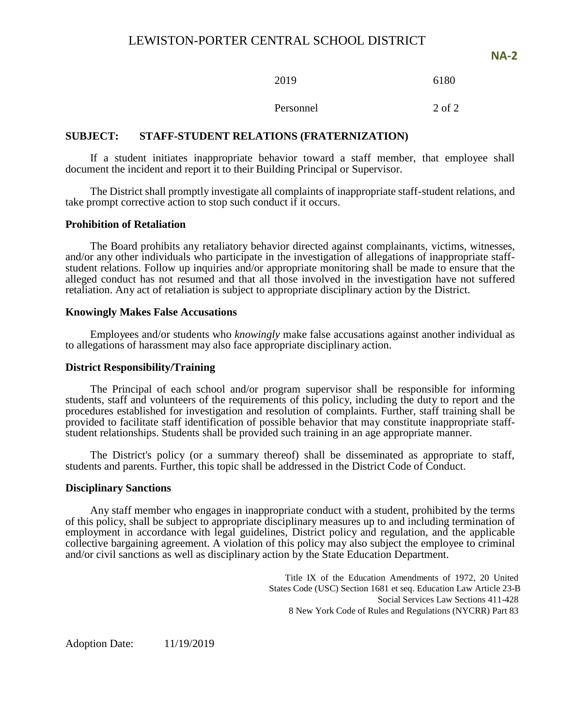## SUBJECT: STAFF-STUDENT RELATIONS (FRATERNIZATION)

If a student initiates inappropriate behavior toward a staff member, that employee shall document the incident and report it to their Building Principal or Supervisor.

The District shall promptly investigate all complaints of inappropriate staff-student relations, and take prompt corrective action to stop such conduct if it occurs.

### Prohibition of Retaliation

The Board prohibits any retaliatory behavior directed against complainants, victims, witnesses, and/or any other individuals who participate in the investigation of allegations of inappropriate staff-student relations. Follow up inquiries and/or appropriate monitoring shall be made to ensure that the alleged conduct has not resumed and that all those involved in the investigation have not suffered retaliation. Any act of retaliation is subject to appropriate disciplinary action by the District.

### Knowingly Makes False Accusations

Employees and/or students who *knowingly* make false accusations against another individual as to allegations of harassment may also face appropriate disciplinary action.

### District Responsibility/Training

The Principal of each school and/or program supervisor shall be responsible for informing students, staff and volunteers of the requirements of this policy, including the duty to report and the procedures established for investigation and resolution of complaints. Further, staff training shall be provided to facilitate staff identification of possible behavior that may constitute inappropriate staff-student relationships. Students shall be provided such training in an age appropriate manner.

The District's policy (or a summary thereof) shall be disseminated as appropriate to staff, students and parents. Further, this topic shall be addressed in the District Code of Conduct.

### Disciplinary Sanctions

Any staff member who engages in inappropriate conduct with a student, prohibited by the terms of this policy, shall be subject to appropriate disciplinary measures up to and including termination of employment in accordance with legal guidelines, District policy and regulation, and the applicable collective bargaining agreement. A violation of this policy may also subject the employee to criminal and/or civil sanctions as well as disciplinary action by the State Education Department.

Title IX of the Education Amendments of 1972, 20 United States Code (USC) Section 1681 et seq. Education Law Article 23-B
Social Services Law Sections 411-428
8 New York Code of Rules and Regulations (NYCRR) Part 83

Adoption Date: 11/19/2019